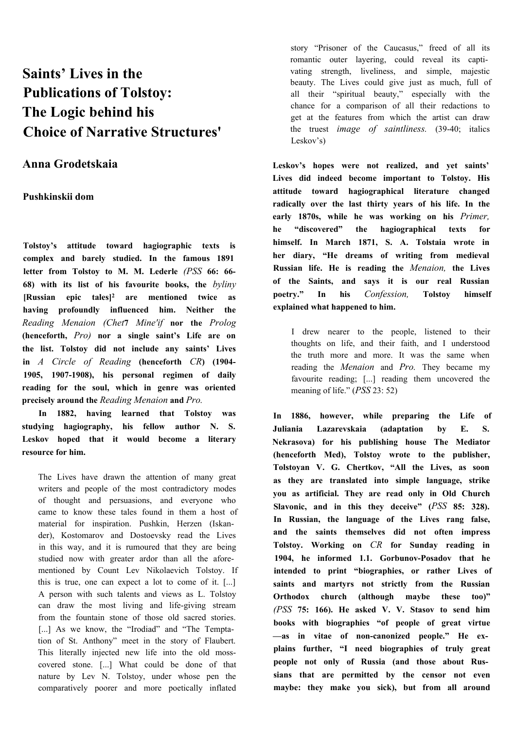# Saints' Lives in the Publications of Tolstoy: The Logic behind his Choice of Narrative Structures[1]

## Anna Grodetskaia

### Pushkinskii dom

**Tolstoy's attitude toward hagiographic texts is complex and barely studied. In the famous 1891 letter from Tolstoy to M. M. Lederle** *(PSS* **66: 66-68) with its list of his favourite books, the** *byliny* **[Russian epic tales][2] are mentioned twice as having profoundly influenced him. Neither the** *Reading Menaion (Chet'i Mine'if* **nor the** *Prolog* **(henceforth,** *Pro)* **nor a single saint's Life are on the list. Tolstoy did not include any saints' Lives in** *A Circle of Reading* **(henceforth** *CR***) (1904-1905, 1907-1908), his personal regimen of daily reading for the soul, which in genre was oriented precisely around the** *Reading Menaion* **and** *Pro.*

**In 1882, having learned that Tolstoy was studying hagiography, his fellow author N. S. Leskov hoped that it would become a literary resource for him.**

> The Lives have drawn the attention of many great writers and people of the most contradictory modes of thought and persuasions, and everyone who came to know these tales found in them a host of material for inspiration. Pushkin, Herzen (Iskander), Kostomarov and Dostoevsky read the Lives in this way, and it is rumoured that they are being studied now with greater ardor than all the aforementioned by Count Lev Nikolaevich Tolstoy. If this is true, one can expect a lot to come of it. [...] A person with such talents and views as L. Tolstoy can draw the most living and life-giving stream from the fountain stone of those old sacred stories. [...] As we know, the "Irodiad" and "The Temptation of St. Anthony" meet in the story of Flaubert. This literally injected new life into the old moss-covered stone. [...] What could be done of that nature by Lev N. Tolstoy, under whose pen the comparatively poorer and more poetically inflated story "Prisoner of the Caucasus," freed of all its romantic outer layering, could reveal its captivating strength, liveliness, and simple, majestic beauty. The Lives could give just as much, full of all their "spiritual beauty," especially with the chance for a comparison of all their redactions to get at the features from which the artist can draw the truest *image of saintliness.* (39-40; italics Leskov's)

**Leskov's hopes were not realized, and yet saints' Lives did indeed become important to Tolstoy. His attitude toward hagiographical literature changed radically over the last thirty years of his life. In the early 1870s, while he was working on his** *Primer,* **he "discovered" the hagiographical texts for himself. In March 1871, S. A. Tolstaia wrote in her diary, "He dreams of writing from medieval Russian life. He is reading the** *Menaion,* **the Lives of the Saints, and says it is our real Russian poetry." In his** *Confession,* **Tolstoy himself explained what happened to him.**

> I drew nearer to the people, listened to their thoughts on life, and their faith, and I understood the truth more and more. It was the same when reading the *Menaion* and *Pro.* They became my favourite reading; [...] reading them uncovered the meaning of life." (*PSS* 23: 52)

**In 1886, however, while preparing the Life of Juliania Lazarevskaia (adaptation by E. S. Nekrasova) for his publishing house The Mediator (henceforth Med), Tolstoy wrote to the publisher, Tolstoyan V. G. Chertkov, "All the Lives, as soon as they are translated into simple language, strike you as artificial. They are read only in Old Church Slavonic, and in this they deceive" (***PSS* **85: 328). In Russian, the language of the Lives rang false, and the saints themselves did not often impress Tolstoy. Working on** *CR* **for Sunday reading in 1904, he informed 1.1. Gorbunov-Posadov that he intended to print "biographies, or rather Lives of saints and martyrs not strictly from the Russian Orthodox church (although maybe these too)"** *(PSS* **75: 166). He asked V. V. Stasov to send him books with biographies "of people of great virtue —as in vitae of non-canonized people." He explains further, "I need biographies of truly great people not only of Russia (and those about Russians that are permitted by the censor not even maybe: they make you sick), but from all around**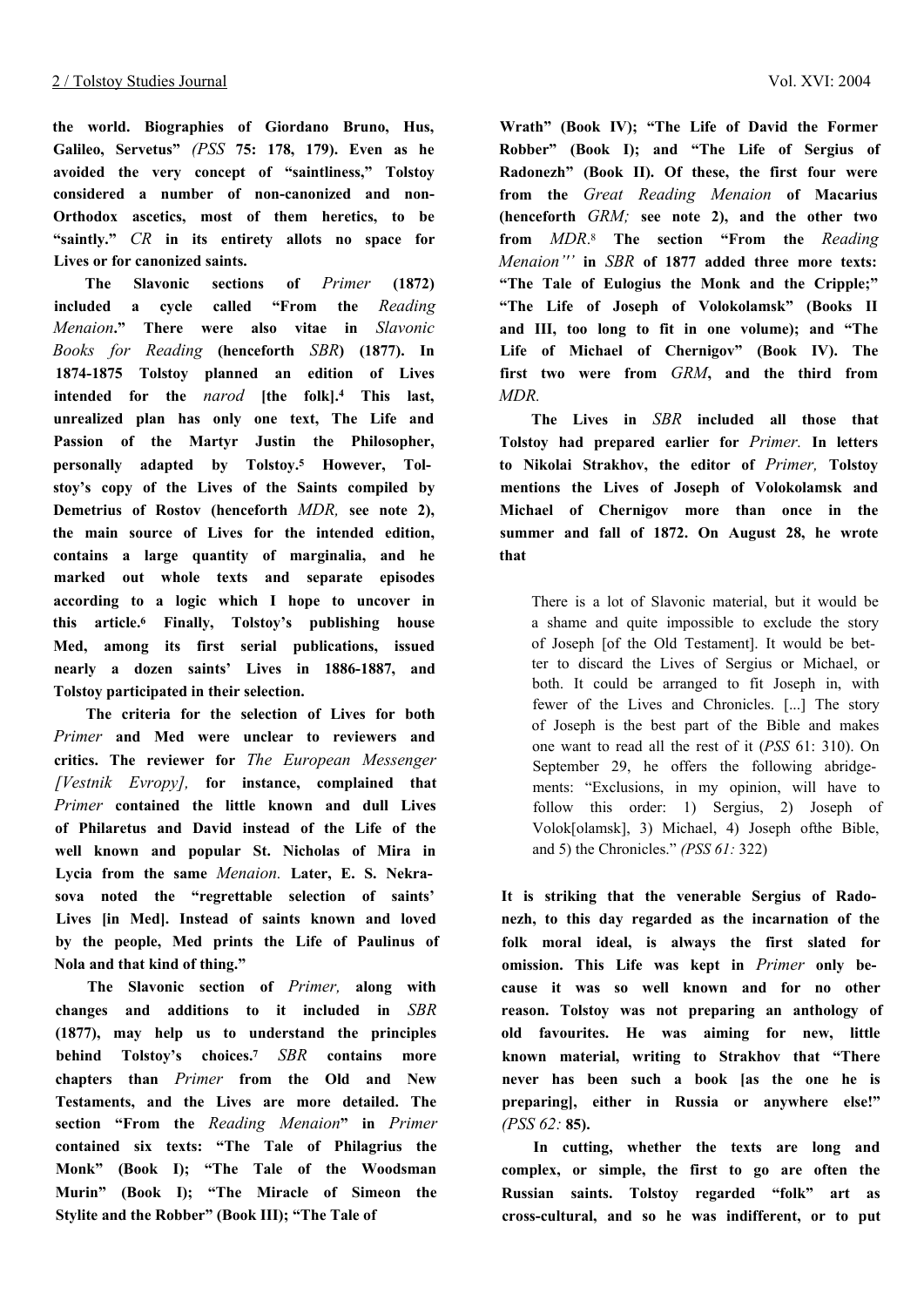the world. Biographies of Giordano Bruno, Hus, Galileo, Servetus" *(PSS* 75: 178, 179). Even as he avoided the very concept of "saintliness," Tolstoy considered a number of non-canonized and non-Orthodox ascetics, most of them heretics, to be "saintly." *CR* in its entirety allots no space for Lives or for canonized saints.

The Slavonic sections of *Primer* (1872) included a cycle called "From the *Reading Menaion*." There were also vitae in *Slavonic Books for Reading* (henceforth *SBR*) (1877). In 1874-1875 Tolstoy planned an edition of Lives intended for the *narod* [the folk].[4] This last, unrealized plan has only one text, The Life and Passion of the Martyr Justin the Philosopher, personally adapted by Tolstoy.[5] However, Tolstoy's copy of the Lives of the Saints compiled by Demetrius of Rostov (henceforth *MDR,* see note 2), the main source of Lives for the intended edition, contains a large quantity of marginalia, and he marked out whole texts and separate episodes according to a logic which I hope to uncover in this article.[6] Finally, Tolstoy's publishing house Med, among its first serial publications, issued nearly a dozen saints' Lives in 1886-1887, and Tolstoy participated in their selection.

The criteria for the selection of Lives for both *Primer* and Med were unclear to reviewers and critics. The reviewer for *The European Messenger [Vestnik Evropy],* for instance, complained that *Primer* contained the little known and dull Lives of Philaretus and David instead of the Life of the well known and popular St. Nicholas of Mira in Lycia from the same *Menaion.* Later, E. S. Nekrasova noted the "regrettable selection of saints' Lives [in Med]. Instead of saints known and loved by the people, Med prints the Life of Paulinus of Nola and that kind of thing."

The Slavonic section of *Primer,* along with changes and additions to it included in *SBR* (1877), may help us to understand the principles behind Tolstoy's choices.[7] *SBR* contains more chapters than *Primer* from the Old and New Testaments, and the Lives are more detailed. The section "From the *Reading Menaion*" in *Primer* contained six texts: "The Tale of Philagrius the Monk" (Book I); "The Tale of the Woodsman Murin" (Book I); "The Miracle of Simeon the Stylite and the Robber" (Book III); "The Tale of Wrath" (Book IV); "The Life of David the Former Robber" (Book I); and "The Life of Sergius of Radonezh" (Book II). Of these, the first four were from the *Great Reading Menaion* of Macarius (henceforth *GRM;* see note 2), and the other two from *MDR*.[8] The section "From the *Reading Menaion*" in *SBR* of 1877 added three more texts: "The Tale of Eulogius the Monk and the Cripple;" "The Life of Joseph of Volokolamsk" (Books II and III, too long to fit in one volume); and "The Life of Michael of Chernigov" (Book IV). The first two were from *GRM*, and the third from *MDR.*

The Lives in *SBR* included all those that Tolstoy had prepared earlier for *Primer.* In letters to Nikolai Strakhov, the editor of *Primer,* Tolstoy mentions the Lives of Joseph of Volokolamsk and Michael of Chernigov more than once in the summer and fall of 1872. On August 28, he wrote that

> There is a lot of Slavonic material, but it would be a shame and quite impossible to exclude the story of Joseph [of the Old Testament]. It would be better to discard the Lives of Sergius or Michael, or both. It could be arranged to fit Joseph in, with fewer of the Lives and Chronicles. [...] The story of Joseph is the best part of the Bible and makes one want to read all the rest of it (*PSS* 61: 310). On September 29, he offers the following abridgements: "Exclusions, in my opinion, will have to follow this order: 1) Sergius, 2) Joseph of Volok[olamsk], 3) Michael, 4) Joseph ofthe Bible, and 5) the Chronicles." *(PSS 61:* 322)

It is striking that the venerable Sergius of Radonezh, to this day regarded as the incarnation of the folk moral ideal, is always the first slated for omission. This Life was kept in *Primer* only because it was so well known and for no other reason. Tolstoy was not preparing an anthology of old favourites. He was aiming for new, little known material, writing to Strakhov that "There never has been such a book [as the one he is preparing], either in Russia or anywhere else!" *(PSS 62:* 85).

In cutting, whether the texts are long and complex, or simple, the first to go are often the Russian saints. Tolstoy regarded "folk" art as cross-cultural, and so he was indifferent, or to put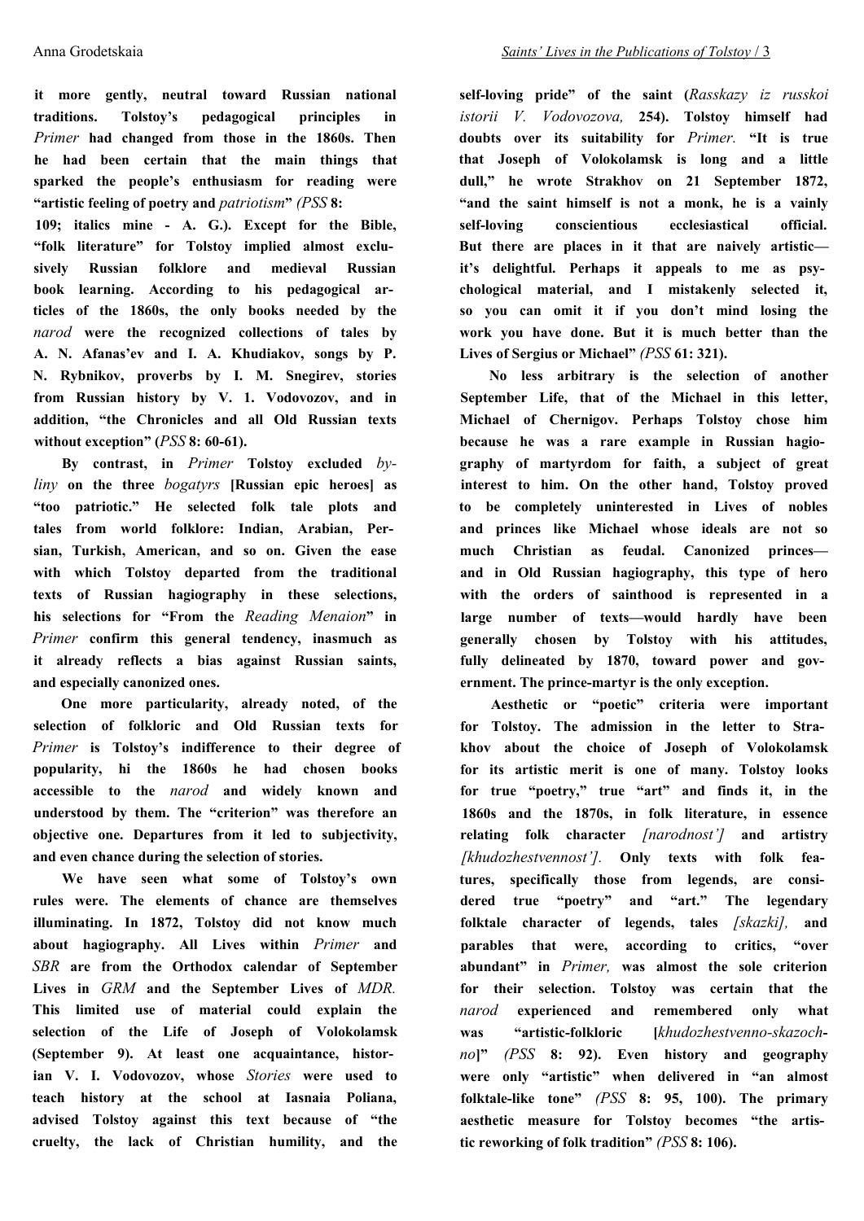it more gently, neutral toward Russian national traditions. Tolstoy's pedagogical principles in *Primer* had changed from those in the 1860s. Then he had been certain that the main things that sparked the people's enthusiasm for reading were "artistic feeling of poetry and *patriotism*" *(PSS* 8: 109; italics mine - A. G.). Except for the Bible, "folk literature" for Tolstoy implied almost exclusively Russian folklore and medieval Russian book learning. According to his pedagogical articles of the 1860s, the only books needed by the *narod* were the recognized collections of tales by A. N. Afanas'ev and I. A. Khudiakov, songs by P. N. Rybnikov, proverbs by I. M. Snegirev, stories from Russian history by V. 1. Vodovozov, and in addition, "the Chronicles and all Old Russian texts without exception" (*PSS* 8: 60-61).

By contrast, in *Primer* Tolstoy excluded *byliny* on the three *bogatyrs* [Russian epic heroes] as "too patriotic." He selected folk tale plots and tales from world folklore: Indian, Arabian, Persian, Turkish, American, and so on. Given the ease with which Tolstoy departed from the traditional texts of Russian hagiography in these selections, his selections for "From the *Reading Menaion*" in *Primer* confirm this general tendency, inasmuch as it already reflects a bias against Russian saints, and especially canonized ones.

One more particularity, already noted, of the selection of folkloric and Old Russian texts for *Primer* is Tolstoy's indifference to their degree of popularity, hi the 1860s he had chosen books accessible to the *narod* and widely known and understood by them. The "criterion" was therefore an objective one. Departures from it led to subjectivity, and even chance during the selection of stories.

We have seen what some of Tolstoy's own rules were. The elements of chance are themselves illuminating. In 1872, Tolstoy did not know much about hagiography. All Lives within *Primer* and *SBR* are from the Orthodox calendar of September Lives in *GRM* and the September Lives of *MDR.* This limited use of material could explain the selection of the Life of Joseph of Volokolamsk (September 9). At least one acquaintance, historian V. I. Vodovozov, whose *Stories* were used to teach history at the school at Iasnaia Poliana, advised Tolstoy against this text because of "the cruelty, the lack of Christian humility, and the self-loving pride" of the saint (*Rasskazy iz russkoi istorii V. Vodovozova,* 254). Tolstoy himself had doubts over its suitability for *Primer.* "It is true that Joseph of Volokolamsk is long and a little dull," he wrote Strakhov on 21 September 1872, "and the saint himself is not a monk, he is a vainly self-loving conscientious ecclesiastical official. But there are places in it that are naively artistic—it's delightful. Perhaps it appeals to me as psychological material, and I mistakenly selected it, so you can omit it if you don't mind losing the work you have done. But it is much better than the Lives of Sergius or Michael" *(PSS* 61: 321).

No less arbitrary is the selection of another September Life, that of the Michael in this letter, Michael of Chernigov. Perhaps Tolstoy chose him because he was a rare example in Russian hagiography of martyrdom for faith, a subject of great interest to him. On the other hand, Tolstoy proved to be completely uninterested in Lives of nobles and princes like Michael whose ideals are not so much Christian as feudal. Canonized princes—and in Old Russian hagiography, this type of hero with the orders of sainthood is represented in a large number of texts—would hardly have been generally chosen by Tolstoy with his attitudes, fully delineated by 1870, toward power and government. The prince-martyr is the only exception.

Aesthetic or "poetic" criteria were important for Tolstoy. The admission in the letter to Strakhov about the choice of Joseph of Volokolamsk for its artistic merit is one of many. Tolstoy looks for true "poetry," true "art" and finds it, in the 1860s and the 1870s, in folk literature, in essence relating folk character *[narodnost']* and artistry *[khudozhestvennost'].* Only texts with folk features, specifically those from legends, are considered true "poetry" and "art." The legendary folktale character of legends, tales *[skazki],* and parables that were, according to critics, "over abundant" in *Primer,* was almost the sole criterion for their selection. Tolstoy was certain that the *narod* experienced and remembered only what was "artistic-folkloric [*khudozhestvenno-skazochno*]" *(PSS* 8: 92). Even history and geography were only "artistic" when delivered in "an almost folktale-like tone" *(PSS* 8: 95, 100). The primary aesthetic measure for Tolstoy becomes "the artistic reworking of folk tradition" *(PSS* 8: 106).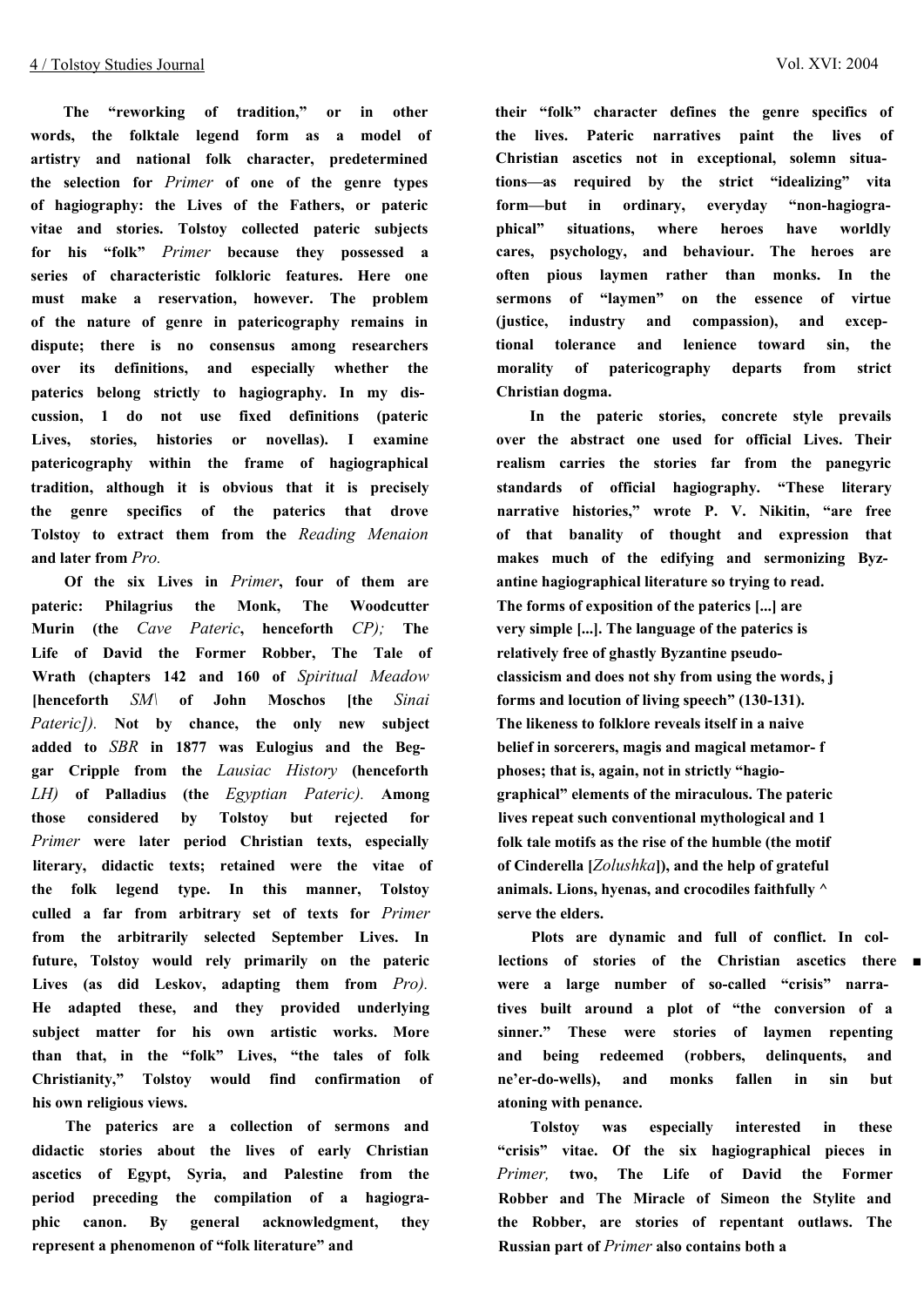The "reworking of tradition," or in other words, the folktale legend form as a model of artistry and national folk character, predetermined the selection for *Primer* of one of the genre types of hagiography: the Lives of the Fathers, or pateric vitae and stories. Tolstoy collected pateric subjects for his "folk" *Primer* because they possessed a series of characteristic folkloric features. Here one must make a reservation, however. The problem of the nature of genre in patericography remains in dispute; there is no consensus among researchers over its definitions, and especially whether the paterics belong strictly to hagiography. In my discussion, 1 do not use fixed definitions (pateric Lives, stories, histories or novellas). I examine patericography within the frame of hagiographical tradition, although it is obvious that it is precisely the genre specifics of the paterics that drove Tolstoy to extract them from the *Reading Menaion* and later from *Pro.*

Of the six Lives in *Primer*, four of them are pateric: Philagrius the Monk, The Woodcutter Murin (the *Cave Pateric*, henceforth *CP);* The Life of David the Former Robber, The Tale of Wrath (chapters 142 and 160 of *Spiritual Meadow* [henceforth *SM\* of John Moschos [the *Sinai Pateric]).* Not by chance, the only new subject added to *SBR* in 1877 was Eulogius and the Beggar Cripple from the *Lausiac History* (henceforth *LH)* of Palladius (the *Egyptian Pateric).* Among those considered by Tolstoy but rejected for *Primer* were later period Christian texts, especially literary, didactic texts; retained were the vitae of the folk legend type. In this manner, Tolstoy culled a far from arbitrary set of texts for *Primer* from the arbitrarily selected September Lives. In future, Tolstoy would rely primarily on the pateric Lives (as did Leskov, adapting them from *Pro).* He adapted these, and they provided underlying subject matter for his own artistic works. More than that, in the "folk" Lives, "the tales of folk Christianity," Tolstoy would find confirmation of his own religious views.

The paterics are a collection of sermons and didactic stories about the lives of early Christian ascetics of Egypt, Syria, and Palestine from the period preceding the compilation of a hagiographic canon. By general acknowledgment, they represent a phenomenon of "folk literature" and their "folk" character defines the genre specifics of the lives. Pateric narratives paint the lives of Christian ascetics not in exceptional, solemn situations—as required by the strict "idealizing" vita form—but in ordinary, everyday "non-hagiographical" situations, where heroes have worldly cares, psychology, and behaviour. The heroes are often pious laymen rather than monks. In the sermons of "laymen" on the essence of virtue (justice, industry and compassion), and exceptional tolerance and lenience toward sin, the morality of patericography departs from strict Christian dogma.

In the pateric stories, concrete style prevails over the abstract one used for official Lives. Their realism carries the stories far from the panegyric standards of official hagiography. "These literary narrative histories," wrote P. V. Nikitin, "are free of that banality of thought and expression that makes much of the edifying and sermonizing Byzantine hagiographical literature so trying to read. The forms of exposition of the paterics [...] are very simple [...]. The language of the paterics is relatively free of ghastly Byzantine pseudo-classicism and does not shy from using the words, forms and locution of living speech" (130-131). The likeness to folklore reveals itself in a naive belief in sorcerers, magis and magical metamorphoses; that is, again, not in strictly "hagiographical" elements of the miraculous. The pateric lives repeat such conventional mythological and folk tale motifs as the rise of the humble (the motif of Cinderella [*Zolushka*]), and the help of grateful animals. Lions, hyenas, and crocodiles faithfully serve the elders.

Plots are dynamic and full of conflict. In collections of stories of the Christian ascetics there were a large number of so-called "crisis" narratives built around a plot of "the conversion of a sinner." These were stories of laymen repenting and being redeemed (robbers, delinquents, and ne'er-do-wells), and monks fallen in sin but atoning with penance.

Tolstoy was especially interested in these "crisis" vitae. Of the six hagiographical pieces in *Primer,* two, The Life of David the Former Robber and The Miracle of Simeon the Stylite and the Robber, are stories of repentant outlaws. The Russian part of *Primer* also contains both a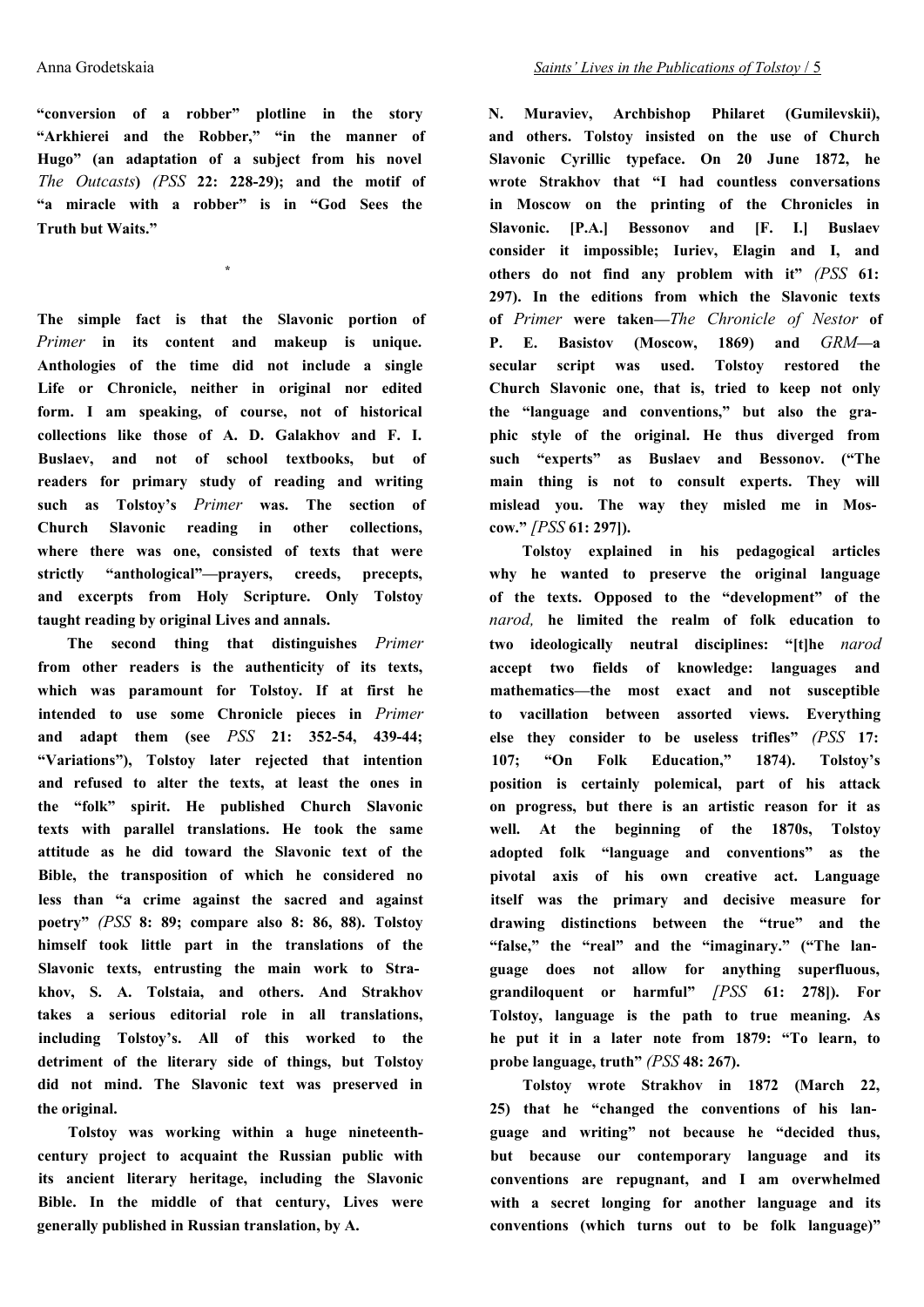"conversion of a robber" plotline in the story "Arkhierei and the Robber," "in the manner of Hugo" (an adaptation of a subject from his novel *The Outcasts*) *(PSS* 22: 228-29); and the motif of "a miracle with a robber" is in "God Sees the Truth but Waits."

\*

The simple fact is that the Slavonic portion of *Primer* in its content and makeup is unique. Anthologies of the time did not include a single Life or Chronicle, neither in original nor edited form. I am speaking, of course, not of historical collections like those of A. D. Galakhov and F. I. Buslaev, and not of school textbooks, but of readers for primary study of reading and writing such as Tolstoy's *Primer* was. The section of Church Slavonic reading in other collections, where there was one, consisted of texts that were strictly "anthological"—prayers, creeds, precepts, and excerpts from Holy Scripture. Only Tolstoy taught reading by original Lives and annals.

The second thing that distinguishes *Primer* from other readers is the authenticity of its texts, which was paramount for Tolstoy. If at first he intended to use some Chronicle pieces in *Primer* and adapt them (see *PSS* 21: 352-54, 439-44; "Variations"), Tolstoy later rejected that intention and refused to alter the texts, at least the ones in the "folk" spirit. He published Church Slavonic texts with parallel translations. He took the same attitude as he did toward the Slavonic text of the Bible, the transposition of which he considered no less than "a crime against the sacred and against poetry" *(PSS* 8: 89; compare also 8: 86, 88). Tolstoy himself took little part in the translations of the Slavonic texts, entrusting the main work to Strakhov, S. A. Tolstaia, and others. And Strakhov takes a serious editorial role in all translations, including Tolstoy's. All of this worked to the detriment of the literary side of things, but Tolstoy did not mind. The Slavonic text was preserved in the original.

Tolstoy was working within a huge nineteenth-century project to acquaint the Russian public with its ancient literary heritage, including the Slavonic Bible. In the middle of that century, Lives were generally published in Russian translation, by A. N. Muraviev, Archbishop Philaret (Gumilevskii), and others. Tolstoy insisted on the use of Church Slavonic Cyrillic typeface. On 20 June 1872, he wrote Strakhov that "I had countless conversations in Moscow on the printing of the Chronicles in Slavonic. [P.A.] Bessonov and [F. I.] Buslaev consider it impossible; Iuriev, Elagin and I, and others do not find any problem with it" *(PSS* 61: 297). In the editions from which the Slavonic texts of *Primer* were taken—*The Chronicle of Nestor* of P. E. Basistov (Moscow, 1869) and *GRM*—a secular script was used. Tolstoy restored the Church Slavonic one, that is, tried to keep not only the "language and conventions," but also the graphic style of the original. He thus diverged from such "experts" as Buslaev and Bessonov. ("The main thing is not to consult experts. They will mislead you. The way they misled me in Moscow." *[PSS* 61: 297]).

Tolstoy explained in his pedagogical articles why he wanted to preserve the original language of the texts. Opposed to the "development" of the *narod,* he limited the realm of folk education to two ideologically neutral disciplines: "[t]he *narod* accept two fields of knowledge: languages and mathematics—the most exact and not susceptible to vacillation between assorted views. Everything else they consider to be useless trifles" *(PSS* 17: 107; "On Folk Education," 1874). Tolstoy's position is certainly polemical, part of his attack on progress, but there is an artistic reason for it as well. At the beginning of the 1870s, Tolstoy adopted folk "language and conventions" as the pivotal axis of his own creative act. Language itself was the primary and decisive measure for drawing distinctions between the "true" and the "false," the "real" and the "imaginary." ("The language does not allow for anything superfluous, grandiloquent or harmful" *[PSS* 61: 278]). For Tolstoy, language is the path to true meaning. As he put it in a later note from 1879: "To learn, to probe language, truth" *(PSS* 48: 267).

Tolstoy wrote Strakhov in 1872 (March 22, 25) that he "changed the conventions of his language and writing" not because he "decided thus, but because our contemporary language and its conventions are repugnant, and I am overwhelmed with a secret longing for another language and its conventions (which turns out to be folk language)"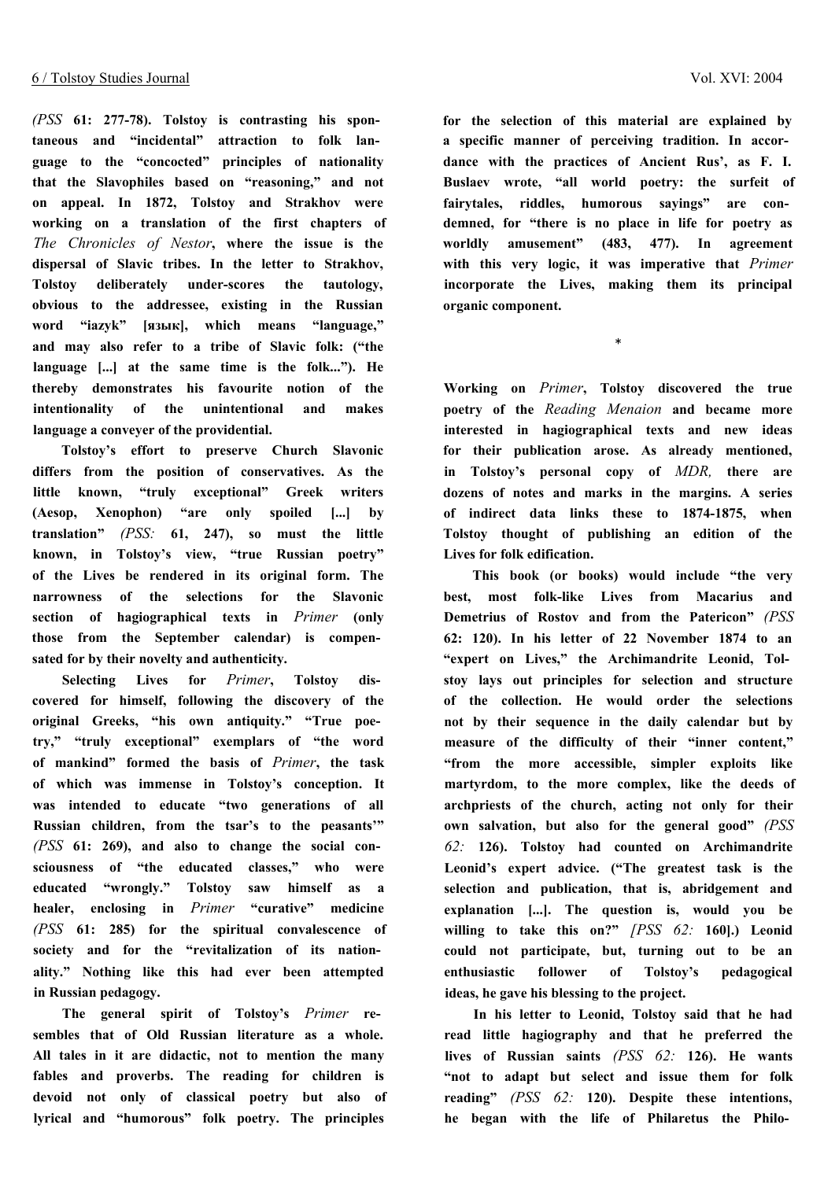*(PSS* 61: 277-78). Tolstoy is contrasting his spontaneous and "incidental" attraction to folk language to the "concocted" principles of nationality that the Slavophiles based on "reasoning," and not on appeal. In 1872, Tolstoy and Strakhov were working on a translation of the first chapters of *The Chronicles of Nestor*, where the issue is the dispersal of Slavic tribes. In the letter to Strakhov, Tolstoy deliberately under-scores the tautology, obvious to the addressee, existing in the Russian word "iazyk" [язык], which means "language," and may also refer to a tribe of Slavic folk: ("the language [...] at the same time is the folk..."). He thereby demonstrates his favourite notion of the intentionality of the unintentional and makes language a conveyer of the providential.

Tolstoy's effort to preserve Church Slavonic differs from the position of conservatives. As the little known, "truly exceptional" Greek writers (Aesop, Xenophon) "are only spoiled [...] by translation" *(PSS:* 61, 247), so must the little known, in Tolstoy's view, "true Russian poetry" of the Lives be rendered in its original form. The narrowness of the selections for the Slavonic section of hagiographical texts in *Primer* (only those from the September calendar) is compensated for by their novelty and authenticity.

Selecting Lives for *Primer*, Tolstoy discovered for himself, following the discovery of the original Greeks, "his own antiquity." "True poetry," "truly exceptional" exemplars of "the word of mankind" formed the basis of *Primer*, the task of which was immense in Tolstoy's conception. It was intended to educate "two generations of all Russian children, from the tsar's to the peasants'" *(PSS* 61: 269), and also to change the social consciousness of "the educated classes," who were educated "wrongly." Tolstoy saw himself as a healer, enclosing in *Primer* "curative" medicine *(PSS* 61: 285) for the spiritual convalescence of society and for the "revitalization of its nationality." Nothing like this had ever been attempted in Russian pedagogy.

The general spirit of Tolstoy's *Primer* resembles that of Old Russian literature as a whole. All tales in it are didactic, not to mention the many fables and proverbs. The reading for children is devoid not only of classical poetry but also of lyrical and "humorous" folk poetry. The principles for the selection of this material are explained by a specific manner of perceiving tradition. In accordance with the practices of Ancient Rus', as F. I. Buslaev wrote, "all world poetry: the surfeit of fairytales, riddles, humorous sayings" are condemned, for "there is no place in life for poetry as worldly amusement" (483, 477). In agreement with this very logic, it was imperative that *Primer* incorporate the Lives, making them its principal organic component.

\*

Working on *Primer*, Tolstoy discovered the true poetry of the *Reading Menaion* and became more interested in hagiographical texts and new ideas for their publication arose. As already mentioned, in Tolstoy's personal copy of *MDR,* there are dozens of notes and marks in the margins. A series of indirect data links these to 1874-1875, when Tolstoy thought of publishing an edition of the Lives for folk edification.

This book (or books) would include "the very best, most folk-like Lives from Macarius and Demetrius of Rostov and from the Patericon" *(PSS* 62: 120). In his letter of 22 November 1874 to an "expert on Lives," the Archimandrite Leonid, Tolstoy lays out principles for selection and structure of the collection. He would order the selections not by their sequence in the daily calendar but by measure of the difficulty of their "inner content," "from the more accessible, simpler exploits like martyrdom, to the more complex, like the deeds of archpriests of the church, acting not only for their own salvation, but also for the general good" *(PSS 62:* 126). Tolstoy had counted on Archimandrite Leonid's expert advice. ("The greatest task is the selection and publication, that is, abridgement and explanation [...]. The question is, would you be willing to take this on?" *[PSS 62:* 160].) Leonid could not participate, but, turning out to be an enthusiastic follower of Tolstoy's pedagogical ideas, he gave his blessing to the project.

In his letter to Leonid, Tolstoy said that he had read little hagiography and that he preferred the lives of Russian saints *(PSS 62:* 126). He wants "not to adapt but select and issue them for folk reading" *(PSS 62:* 120). Despite these intentions, he began with the life of Philaretus the Philo-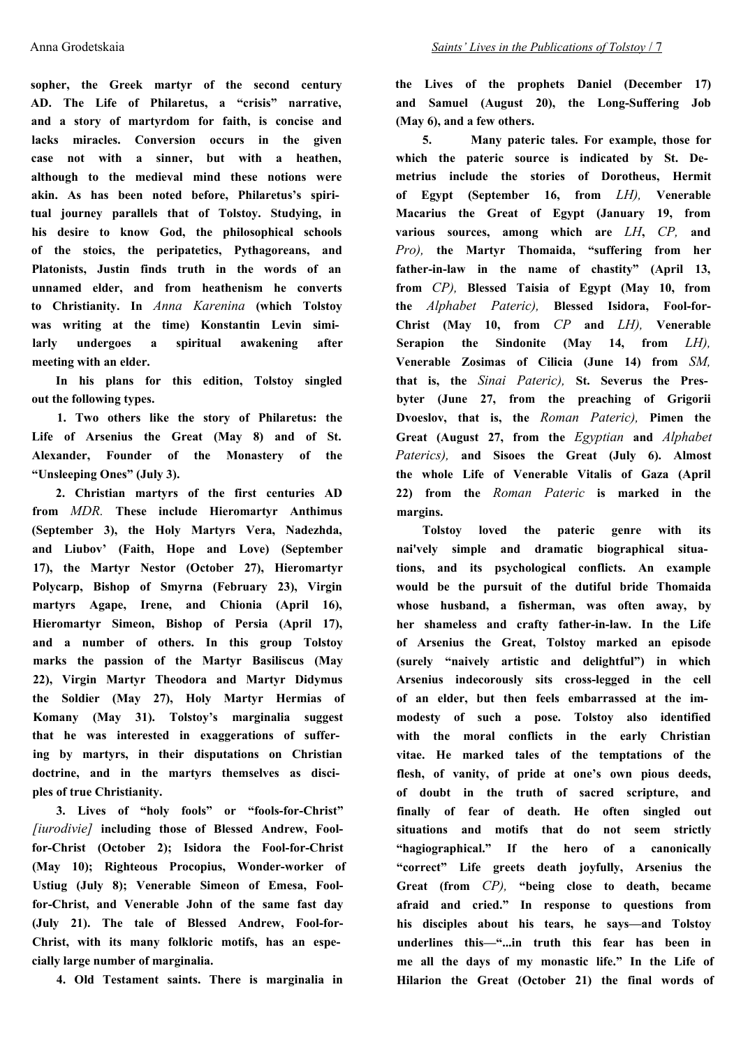**sopher, the Greek martyr of the second century AD. The Life of Philaretus, a "crisis" narrative, and a story of martyrdom for faith, is concise and lacks miracles. Conversion occurs in the given case not with a sinner, but with a heathen, although to the medieval mind these notions were akin. As has been noted before, Philaretus's spiritual journey parallels that of Tolstoy. Studying, in his desire to know God, the philosophical schools of the stoics, the peripatetics, Pythagoreans, and Platonists, Justin finds truth in the words of an unnamed elder, and from heathenism he converts to Christianity. In** *Anna Karenina* **(which Tolstoy was writing at the time) Konstantin Levin similarly undergoes a spiritual awakening after meeting with an elder.**

**In his plans for this edition, Tolstoy singled out the following types.**

**1. Two others like the story of Philaretus: the Life of Arsenius the Great (May 8) and of St. Alexander, Founder of the Monastery of the "Unsleeping Ones" (July 3).**

**2. Christian martyrs of the first centuries AD from** *MDR.* **These include Hieromartyr Anthimus (September 3), the Holy Martyrs Vera, Nadezhda, and Liubov' (Faith, Hope and Love) (September 17), the Martyr Nestor (October 27), Hieromartyr Polycarp, Bishop of Smyrna (February 23), Virgin martyrs Agape, Irene, and Chionia (April 16), Hieromartyr Simeon, Bishop of Persia (April 17), and a number of others. In this group Tolstoy marks the passion of the Martyr Basiliscus (May 22), Virgin Martyr Theodora and Martyr Didymus the Soldier (May 27), Holy Martyr Hermias of Komany (May 31). Tolstoy's marginalia suggest that he was interested in exaggerations of suffering by martyrs, in their disputations on Christian doctrine, and in the martyrs themselves as disciples of true Christianity.**

**3. Lives of "holy fools" or "fools-for-Christ"** *[iurodivie]* **including those of Blessed Andrew, Fool-for-Christ (October 2); Isidora the Fool-for-Christ (May 10); Righteous Procopius, Wonder-worker of Ustiug (July 8); Venerable Simeon of Emesa, Fool-for-Christ, and Venerable John of the same fast day (July 21). The tale of Blessed Andrew, Fool-for-Christ, with its many folkloric motifs, has an especially large number of marginalia.**

**4. Old Testament saints. There is marginalia in the Lives of the prophets Daniel (December 17) and Samuel (August 20), the Long-Suffering Job (May 6), and a few others.**

**5. Many pateric tales. For example, those for which the pateric source is indicated by St. Demetrius include the stories of Dorotheus, Hermit of Egypt (September 16, from** *LH),* **Venerable Macarius the Great of Egypt (January 19, from various sources, among which are** *LH*, *CP,* **and** *Pro),* **the Martyr Thomaida, "suffering from her father-in-law in the name of chastity" (April 13, from** *CP),* **Blessed Taisia of Egypt (May 10, from the** *Alphabet Pateric),* **Blessed Isidora, Fool-for-Christ (May 10, from** *CP* **and** *LH),* **Venerable Serapion the Sindonite (May 14, from** *LH),* **Venerable Zosimas of Cilicia (June 14) from** *SM,* **that is, the** *Sinai Pateric),* **St. Severus the Presbyter (June 27, from the preaching of Grigorii Dvoeslov, that is, the** *Roman Pateric),* **Pimen the Great (August 27, from the** *Egyptian* **and** *Alphabet Paterics),* **and Sisoes the Great (July 6). Almost the whole Life of Venerable Vitalis of Gaza (April 22) from the** *Roman Pateric* **is marked in the margins.**

**Tolstoy loved the pateric genre with its nai'vely simple and dramatic biographical situations, and its psychological conflicts. An example would be the pursuit of the dutiful bride Thomaida whose husband, a fisherman, was often away, by her shameless and crafty father-in-law. In the Life of Arsenius the Great, Tolstoy marked an episode (surely "naively artistic and delightful") in which Arsenius indecorously sits cross-legged in the cell of an elder, but then feels embarrassed at the immodesty of such a pose. Tolstoy also identified with the moral conflicts in the early Christian vitae. He marked tales of the temptations of the flesh, of vanity, of pride at one's own pious deeds, of doubt in the truth of sacred scripture, and finally of fear of death. He often singled out situations and motifs that do not seem strictly "hagiographical." If the hero of a canonically "correct" Life greets death joyfully, Arsenius the Great (from** *CP),* **"being close to death, became afraid and cried." In response to questions from his disciples about his tears, he says—and Tolstoy underlines this—"...in truth this fear has been in me all the days of my monastic life." In the Life of Hilarion the Great (October 21) the final words of**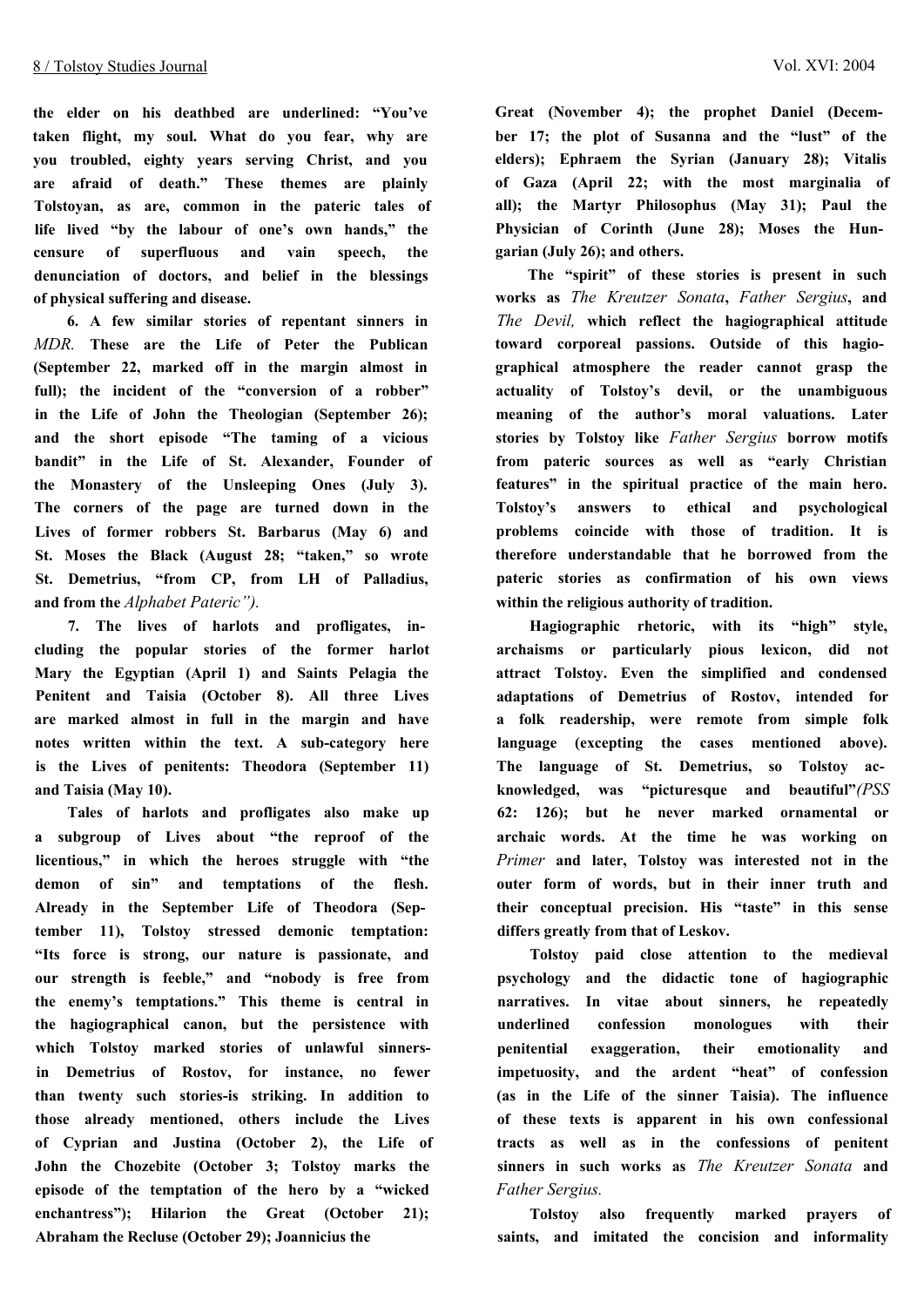the elder on his deathbed are underlined: "You've taken flight, my soul. What do you fear, why are you troubled, eighty years serving Christ, and you are afraid of death." These themes are plainly Tolstoyan, as are, common in the pateric tales of life lived "by the labour of one's own hands," the censure of superfluous and vain speech, the denunciation of doctors, and belief in the blessings of physical suffering and disease.

6. A few similar stories of repentant sinners in *MDR.* These are the Life of Peter the Publican (September 22, marked off in the margin almost in full); the incident of the "conversion of a robber" in the Life of John the Theologian (September 26); and the short episode "The taming of a vicious bandit" in the Life of St. Alexander, Founder of the Monastery of the Unsleeping Ones (July 3). The corners of the page are turned down in the Lives of former robbers St. Barbarus (May 6) and St. Moses the Black (August 28; "taken," so wrote St. Demetrius, "from CP, from LH of Palladius, and from the *Alphabet Pateric").*

7. The lives of harlots and profligates, including the popular stories of the former harlot Mary the Egyptian (April 1) and Saints Pelagia the Penitent and Taisia (October 8). All three Lives are marked almost in full in the margin and have notes written within the text. A sub-category here is the Lives of penitents: Theodora (September 11) and Taisia (May 10).

Tales of harlots and profligates also make up a subgroup of Lives about "the reproof of the licentious," in which the heroes struggle with "the demon of sin" and temptations of the flesh. Already in the September Life of Theodora (September 11), Tolstoy stressed demonic temptation: "Its force is strong, our nature is passionate, and our strength is feeble," and "nobody is free from the enemy's temptations." This theme is central in the hagiographical canon, but the persistence with which Tolstoy marked stories of unlawful sinners-in Demetrius of Rostov, for instance, no fewer than twenty such stories-is striking. In addition to those already mentioned, others include the Lives of Cyprian and Justina (October 2), the Life of John the Chozebite (October 3; Tolstoy marks the episode of the temptation of the hero by a "wicked enchantress"); Hilarion the Great (October 21); Abraham the Recluse (October 29); Joannicius the Great (November 4); the prophet Daniel (December 17; the plot of Susanna and the "lust" of the elders); Ephraem the Syrian (January 28); Vitalis of Gaza (April 22; with the most marginalia of all); the Martyr Philosophus (May 31); Paul the Physician of Corinth (June 28); Moses the Hungarian (July 26); and others.

The "spirit" of these stories is present in such works as *The Kreutzer Sonata*, *Father Sergius*, and *The Devil,* which reflect the hagiographical attitude toward corporeal passions. Outside of this hagiographical atmosphere the reader cannot grasp the actuality of Tolstoy's devil, or the unambiguous meaning of the author's moral valuations. Later stories by Tolstoy like *Father Sergius* borrow motifs from pateric sources as well as "early Christian features" in the spiritual practice of the main hero. Tolstoy's answers to ethical and psychological problems coincide with those of tradition. It is therefore understandable that he borrowed from the pateric stories as confirmation of his own views within the religious authority of tradition.

Hagiographic rhetoric, with its "high" style, archaisms or particularly pious lexicon, did not attract Tolstoy. Even the simplified and condensed adaptations of Demetrius of Rostov, intended for a folk readership, were remote from simple folk language (excepting the cases mentioned above). The language of St. Demetrius, so Tolstoy acknowledged, was "picturesque and beautiful"*(PSS* 62: 126); but he never marked ornamental or archaic words. At the time he was working on *Primer* and later, Tolstoy was interested not in the outer form of words, but in their inner truth and their conceptual precision. His "taste" in this sense differs greatly from that of Leskov.

Tolstoy paid close attention to the medieval psychology and the didactic tone of hagiographic narratives. In vitae about sinners, he repeatedly underlined confession monologues with their penitential exaggeration, their emotionality and impetuosity, and the ardent "heat" of confession (as in the Life of the sinner Taisia). The influence of these texts is apparent in his own confessional tracts as well as in the confessions of penitent sinners in such works as *The Kreutzer Sonata* and *Father Sergius.*

Tolstoy also frequently marked prayers of saints, and imitated the concision and informality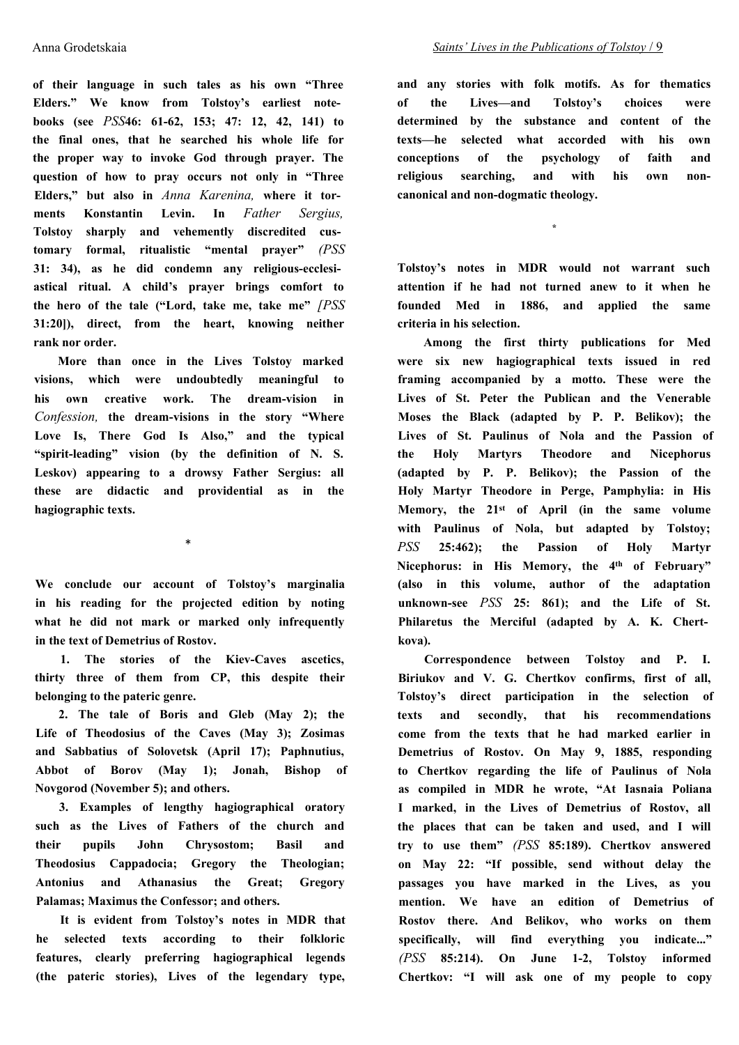of their language in such tales as his own "Three Elders." We know from Tolstoy's earliest notebooks (see *PSS*46: 61-62, 153; 47: 12, 42, 141) to the final ones, that he searched his whole life for the proper way to invoke God through prayer. The question of how to pray occurs not only in "Three Elders," but also in *Anna Karenina,* where it torments Konstantin Levin. In *Father Sergius,* Tolstoy sharply and vehemently discredited customary formal, ritualistic "mental prayer" *(PSS* 31: 34), as he did condemn any religious-ecclesiastical ritual. A child's prayer brings comfort to the hero of the tale ("Lord, take me, take me" *[PSS* 31:20]), direct, from the heart, knowing neither rank nor order.

More than once in the Lives Tolstoy marked visions, which were undoubtedly meaningful to his own creative work. The dream-vision in *Confession,* the dream-visions in the story "Where Love Is, There God Is Also," and the typical "spirit-leading" vision (by the definition of N. S. Leskov) appearing to a drowsy Father Sergius: all these are didactic and providential as in the hagiographic texts.

*

We conclude our account of Tolstoy's marginalia in his reading for the projected edition by noting what he did not mark or marked only infrequently in the text of Demetrius of Rostov.

1. The stories of the Kiev-Caves ascetics, thirty three of them from CP, this despite their belonging to the pateric genre.

2. The tale of Boris and Gleb (May 2); the Life of Theodosius of the Caves (May 3); Zosimas and Sabbatius of Solovetsk (April 17); Paphnutius, Abbot of Borov (May 1); Jonah, Bishop of Novgorod (November 5); and others.

3. Examples of lengthy hagiographical oratory such as the Lives of Fathers of the church and their pupils John Chrysostom; Basil and Theodosius Cappadocia; Gregory the Theologian; Antonius and Athanasius the Great; Gregory Palamas; Maximus the Confessor; and others.

It is evident from Tolstoy's notes in MDR that he selected texts according to their folkloric features, clearly preferring hagiographical legends (the pateric stories), Lives of the legendary type, and any stories with folk motifs. As for thematics of the Lives—and Tolstoy's choices were determined by the substance and content of the texts—he selected what accorded with his own conceptions of the psychology of faith and religious searching, and with his own non-canonical and non-dogmatic theology.

*

Tolstoy's notes in MDR would not warrant such attention if he had not turned anew to it when he founded Med in 1886, and applied the same criteria in his selection.

Among the first thirty publications for Med were six new hagiographical texts issued in red framing accompanied by a motto. These were the Lives of St. Peter the Publican and the Venerable Moses the Black (adapted by P. P. Belikov); the Lives of St. Paulinus of Nola and the Passion of the Holy Martyrs Theodore and Nicephorus (adapted by P. P. Belikov); the Passion of the Holy Martyr Theodore in Perge, Pamphylia: in His Memory, the 21st of April (in the same volume with Paulinus of Nola, but adapted by Tolstoy; *PSS* 25:462); the Passion of Holy Martyr Nicephorus: in His Memory, the 4th of February" (also in this volume, author of the adaptation unknown-see *PSS* 25: 861); and the Life of St. Philaretus the Merciful (adapted by A. K. Chertkova).

Correspondence between Tolstoy and P. I. Biriukov and V. G. Chertkov confirms, first of all, Tolstoy's direct participation in the selection of texts and secondly, that his recommendations come from the texts that he had marked earlier in Demetrius of Rostov. On May 9, 1885, responding to Chertkov regarding the life of Paulinus of Nola as compiled in MDR he wrote, "At Iasnaia Poliana I marked, in the Lives of Demetrius of Rostov, all the places that can be taken and used, and I will try to use them" *(PSS* 85:189). Chertkov answered on May 22: "If possible, send without delay the passages you have marked in the Lives, as you mention. We have an edition of Demetrius of Rostov there. And Belikov, who works on them specifically, will find everything you indicate..." *(PSS* 85:214). On June 1-2, Tolstoy informed Chertkov: "I will ask one of my people to copy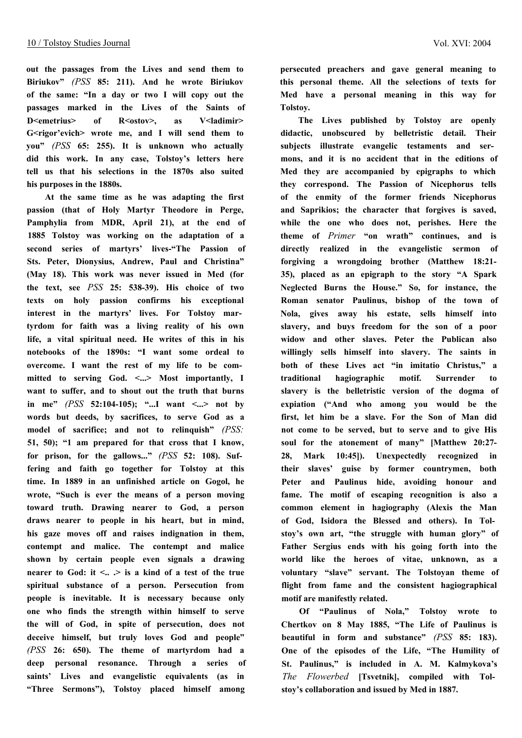out the passages from the Lives and send them to Biriukov" *(PSS* 85: 211). And he wrote Biriukov of the same: "In a day or two I will copy out the passages marked in the Lives of the Saints of D<emetrius> of R<ostov>, as V<ladimir> G<rigor'evich> wrote me, and I will send them to you" *(PSS* 65: 255). It is unknown who actually did this work. In any case, Tolstoy's letters here tell us that his selections in the 1870s also suited his purposes in the 1880s.

At the same time as he was adapting the first passion (that of Holy Martyr Theodore in Perge, Pamphylia from MDR, April 21), at the end of 1885 Tolstoy was working on the adaptation of a second series of martyrs' lives-"The Passion of Sts. Peter, Dionysius, Andrew, Paul and Christina" (May 18). This work was never issued in Med (for the text, see *PSS* 25: 538-39). His choice of two texts on holy passion confirms his exceptional interest in the martyrs' lives. For Tolstoy martyrdom for faith was a living reality of his own life, a vital spiritual need. He writes of this in his notebooks of the 1890s: "I want some ordeal to overcome. I want the rest of my life to be committed to serving God. <...> Most importantly, I want to suffer, and to shout out the truth that burns in me" *(PSS* 52:104-105); "...I want <...> not by words but deeds, by sacrifices, to serve God as a model of sacrifice; and not to relinquish" *(PSS:* 51, 50); "1 am prepared for that cross that I know, for prison, for the gallows..." *(PSS* 52: 108). Suffering and faith go together for Tolstoy at this time. In 1889 in an unfinished article on Gogol, he wrote, "Such is ever the means of a person moving toward truth. Drawing nearer to God, a person draws nearer to people in his heart, but in mind, his gaze moves off and raises indignation in them, contempt and malice. The contempt and malice shown by certain people even signals a drawing nearer to God: it <.. .> is a kind of a test of the true spiritual substance of a person. Persecution from people is inevitable. It is necessary because only one who finds the strength within himself to serve the will of God, in spite of persecution, does not deceive himself, but truly loves God and people" *(PSS* 26: 650). The theme of martyrdom had a deep personal resonance. Through a series of saints' Lives and evangelistic equivalents (as in "Three Sermons"), Tolstoy placed himself among persecuted preachers and gave general meaning to this personal theme. All the selections of texts for Med have a personal meaning in this way for Tolstoy.

The Lives published by Tolstoy are openly didactic, unobscured by belletristic detail. Their subjects illustrate evangelic testaments and sermons, and it is no accident that in the editions of Med they are accompanied by epigraphs to which they correspond. The Passion of Nicephorus tells of the enmity of the former friends Nicephorus and Saprikios; the character that forgives is saved, while the one who does not, perishes. Here the theme of *Primer* "on wrath" continues, and is directly realized in the evangelistic sermon of forgiving a wrongdoing brother (Matthew 18:21-35), placed as an epigraph to the story "A Spark Neglected Burns the House." So, for instance, the Roman senator Paulinus, bishop of the town of Nola, gives away his estate, sells himself into slavery, and buys freedom for the son of a poor widow and other slaves. Peter the Publican also willingly sells himself into slavery. The saints in both of these Lives act "in imitatio Christus," a traditional hagiographic motif. Surrender to slavery is the belletristic version of the dogma of expiation ("And who among you would be the first, let him be a slave. For the Son of Man did not come to be served, but to serve and to give His soul for the atonement of many" [Matthew 20:27-28, Mark 10:45]). Unexpectedly recognized in their slaves' guise by former countrymen, both Peter and Paulinus hide, avoiding honour and fame. The motif of escaping recognition is also a common element in hagiography (Alexis the Man of God, Isidora the Blessed and others). In Tolstoy's own art, "the struggle with human glory" of Father Sergius ends with his going forth into the world like the heroes of vitae, unknown, as a voluntary "slave" servant. The Tolstoyan theme of flight from fame and the consistent hagiographical motif are manifestly related.

Of "Paulinus of Nola," Tolstoy wrote to Chertkov on 8 May 1885, "The Life of Paulinus is beautiful in form and substance" *(PSS* 85: 183). One of the episodes of the Life, "The Humility of St. Paulinus," is included in A. M. Kalmykova's *The Flowerbed* [Tsvetnik], compiled with Tolstoy's collaboration and issued by Med in 1887.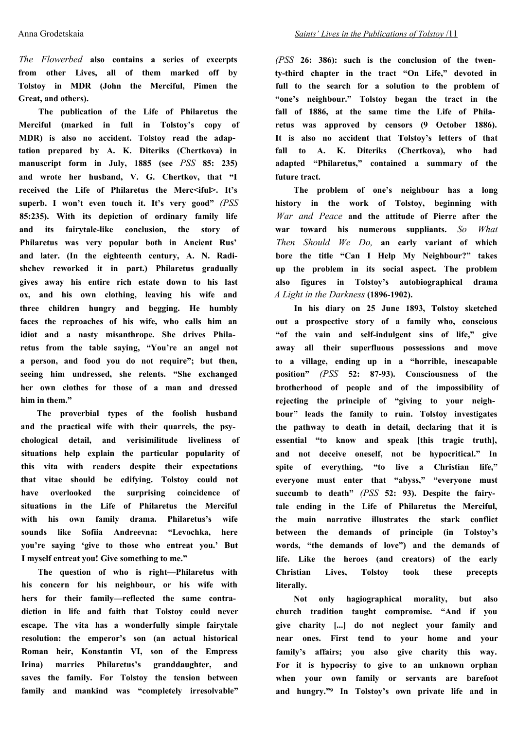*The Flowerbed* also contains a series of excerpts from other Lives, all of them marked off by Tolstoy in MDR (John the Merciful, Pimen the Great, and others).

The publication of the Life of Philaretus the Merciful (marked in full in Tolstoy's copy of MDR) is also no accident. Tolstoy read the adaptation prepared by A. K. Diteriks (Chertkova) in manuscript form in July, 1885 (see *PSS* 85: 235) and wrote her husband, V. G. Chertkov, that "I received the Life of Philaretus the Merc<iful>. It's superb. I won't even touch it. It's very good" *(PSS* 85:235). With its depiction of ordinary family life and its fairytale-like conclusion, the story of Philaretus was very popular both in Ancient Rus' and later. (In the eighteenth century, A. N. Radishchev reworked it in part.) Philaretus gradually gives away his entire rich estate down to his last ox, and his own clothing, leaving his wife and three children hungry and begging. He humbly faces the reproaches of his wife, who calls him an idiot and a nasty misanthrope. She drives Philaretus from the table saying, "You're an angel not a person, and food you do not require"; but then, seeing him undressed, she relents. "She exchanged her own clothes for those of a man and dressed him in them."

The proverbial types of the foolish husband and the practical wife with their quarrels, the psychological detail, and verisimilitude liveliness of situations help explain the particular popularity of this vita with readers despite their expectations that vitae should be edifying. Tolstoy could not have overlooked the surprising coincidence of situations in the Life of Philaretus the Merciful with his own family drama. Philaretus's wife sounds like Sofiia Andreevna: "Levochka, here you're saying 'give to those who entreat you.' But I myself entreat you! Give something to me."

The question of who is right—Philaretus with his concern for his neighbour, or his wife with hers for their family—reflected the same contradiction in life and faith that Tolstoy could never escape. The vita has a wonderfully simple fairytale resolution: the emperor's son (an actual historical Roman heir, Konstantin VI, son of the Empress Irina) marries Philaretus's granddaughter, and saves the family. For Tolstoy the tension between family and mankind was "completely irresolvable" *(PSS* 26: 386): such is the conclusion of the twenty-third chapter in the tract "On Life," devoted in full to the search for a solution to the problem of "one's neighbour." Tolstoy began the tract in the fall of 1886, at the same time the Life of Philaretus was approved by censors (9 October 1886). It is also no accident that Tolstoy's letters of that fall to A. K. Diteriks (Chertkova), who had adapted "Philaretus," contained a summary of the future tract.

The problem of one's neighbour has a long history in the work of Tolstoy, beginning with *War and Peace* and the attitude of Pierre after the war toward his numerous suppliants. *So What Then Should We Do,* an early variant of which bore the title "Can I Help My Neighbour?" takes up the problem in its social aspect. The problem also figures in Tolstoy's autobiographical drama *A Light in the Darkness* (1896-1902).

In his diary on 25 June 1893, Tolstoy sketched out a prospective story of a family who, conscious "of the vain and self-indulgent sins of life," give away all their superfluous possessions and move to a village, ending up in a "horrible, inescapable position" *(PSS* 52: 87-93). Consciousness of the brotherhood of people and of the impossibility of rejecting the principle of "giving to your neighbour" leads the family to ruin. Tolstoy investigates the pathway to death in detail, declaring that it is essential "to know and speak [this tragic truth], and not deceive oneself, not be hypocritical." In spite of everything, "to live a Christian life," everyone must enter that "abyss," "everyone must succumb to death" *(PSS* 52: 93). Despite the fairytale ending in the Life of Philaretus the Merciful, the main narrative illustrates the stark conflict between the demands of principle (in Tolstoy's words, "the demands of love") and the demands of life. Like the heroes (and creators) of the early Christian Lives, Tolstoy took these precepts literally.

Not only hagiographical morality, but also church tradition taught compromise. "And if you give charity [...] do not neglect your family and near ones. First tend to your home and your family's affairs; you also give charity this way. For it is hypocrisy to give to an unknown orphan when your own family or servants are barefoot and hungry."[9] In Tolstoy's own private life and in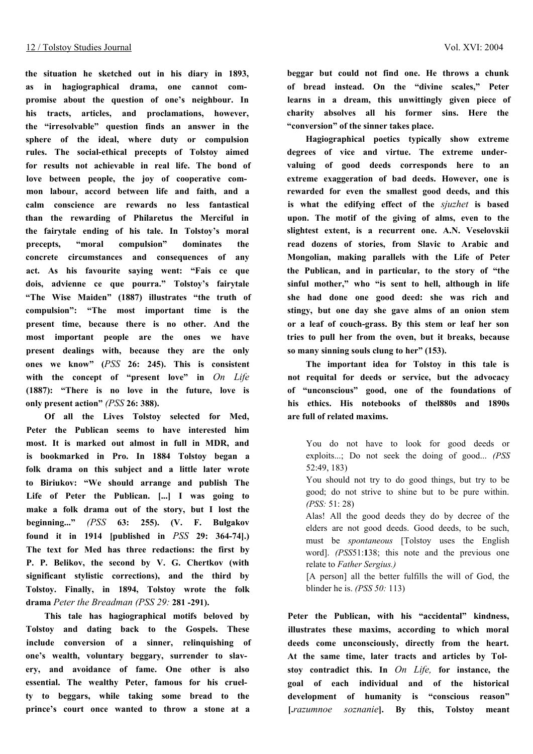the situation he sketched out in his diary in 1893, as in hagiographical drama, one cannot compromise about the question of one's neighbour. In his tracts, articles, and proclamations, however, the "irresolvable" question finds an answer in the sphere of the ideal, where duty or compulsion rules. The social-ethical precepts of Tolstoy aimed for results not achievable in real life. The bond of love between people, the joy of cooperative common labour, accord between life and faith, and a calm conscience are rewards no less fantastical than the rewarding of Philaretus the Merciful in the fairytale ending of his tale. In Tolstoy's moral precepts, "moral compulsion" dominates the concrete circumstances and consequences of any act. As his favourite saying went: "Fais ce que dois, advienne ce que pourra." Tolstoy's fairytale "The Wise Maiden" (1887) illustrates "the truth of compulsion": "The most important time is the present time, because there is no other. And the most important people are the ones we have present dealings with, because they are the only ones we know" (*PSS* 26: 245). This is consistent with the concept of "present love" in *On Life* (1887): "There is no love in the future, love is only present action" *(PSS* 26: 388).

Of all the Lives Tolstoy selected for Med, Peter the Publican seems to have interested him most. It is marked out almost in full in MDR, and is bookmarked in Pro. In 1884 Tolstoy began a folk drama on this subject and a little later wrote to Biriukov: "We should arrange and publish The Life of Peter the Publican. [...] I was going to make a folk drama out of the story, but I lost the beginning..." *(PSS* 63: 255). (V. F. Bulgakov found it in 1914 [published in *PSS* 29: 364-74].) The text for Med has three redactions: the first by P. P. Belikov, the second by V. G. Chertkov (with significant stylistic corrections), and the third by Tolstoy. Finally, in 1894, Tolstoy wrote the folk drama *Peter the Breadman (PSS 29:* 281 -291).

This tale has hagiographical motifs beloved by Tolstoy and dating back to the Gospels. These include conversion of a sinner, relinquishing of one's wealth, voluntary beggary, surrender to slavery, and avoidance of fame. One other is also essential. The wealthy Peter, famous for his cruelty to beggars, while taking some bread to the prince's court once wanted to throw a stone at a beggar but could not find one. He throws a chunk of bread instead. On the "divine scales," Peter learns in a dream, this unwittingly given piece of charity absolves all his former sins. Here the "conversion" of the sinner takes place.

Hagiographical poetics typically show extreme degrees of vice and virtue. The extreme undervaluing of good deeds corresponds here to an extreme exaggeration of bad deeds. However, one is rewarded for even the smallest good deeds, and this is what the edifying effect of the *sjuzhet* is based upon. The motif of the giving of alms, even to the slightest extent, is a recurrent one. A.N. Veselovskii read dozens of stories, from Slavic to Arabic and Mongolian, making parallels with the Life of Peter the Publican, and in particular, to the story of "the sinful mother," who "is sent to hell, although in life she had done one good deed: she was rich and stingy, but one day she gave alms of an onion stem or a leaf of couch-grass. By this stem or leaf her son tries to pull her from the oven, but it breaks, because so many sinning souls clung to her" (153).

The important idea for Tolstoy in this tale is not requital for deeds or service, but the advocacy of "unconscious" good, one of the foundations of his ethics. His notebooks of thel880s and 1890s are full of related maxims.

> You do not have to look for good deeds or exploits...; Do not seek the doing of good... *(PSS* 52:49, 183)
>
> You should not try to do good things, but try to be good; do not strive to shine but to be pure within. *(PSS:* 51: 28)
>
> Alas! All the good deeds they do by decree of the elders are not good deeds. Good deeds, to be such, must be *spontaneous* [Tolstoy uses the English word]. *(PSS*51:138; this note and the previous one relate to *Father Sergius.)*
>
> [A person] all the better fulfills the will of God, the blinder he is. *(PSS 50:* 113)

Peter the Publican, with his "accidental" kindness, illustrates these maxims, according to which moral deeds come unconsciously, directly from the heart. At the same time, later tracts and articles by Tolstoy contradict this. In *On Life,* for instance, the goal of each individual and of the historical development of humanity is "conscious reason" [*.razumnoe soznanie*]. By this, Tolstoy meant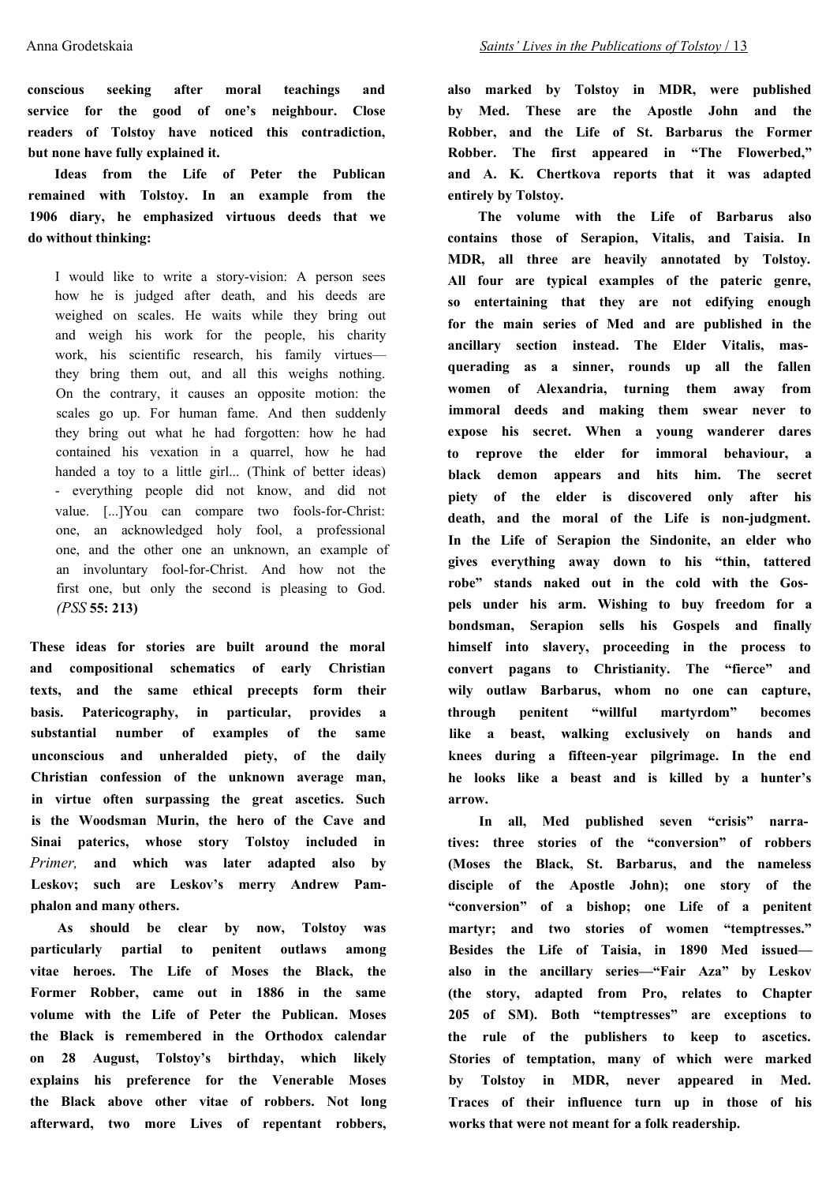**conscious seeking after moral teachings and service for the good of one's neighbour. Close readers of Tolstoy have noticed this contradiction, but none have fully explained it.**

**Ideas from the Life of Peter the Publican remained with Tolstoy. In an example from the 1906 diary, he emphasized virtuous deeds that we do without thinking:**

> I would like to write a story-vision: A person sees how he is judged after death, and his deeds are weighed on scales. He waits while they bring out and weigh his work for the people, his charity work, his scientific research, his family virtues—they bring them out, and all this weighs nothing. On the contrary, it causes an opposite motion: the scales go up. For human fame. And then suddenly they bring out what he had forgotten: how he had contained his vexation in a quarrel, how he had handed a toy to a little girl... (Think of better ideas) - everything people did not know, and did not value. [...]You can compare two fools-for-Christ: one, an acknowledged holy fool, a professional one, and the other one an unknown, an example of an involuntary fool-for-Christ. And how not the first one, but only the second is pleasing to God. *(PSS* **55: 213)**

**These ideas for stories are built around the moral and compositional schematics of early Christian texts, and the same ethical precepts form their basis. Patericography, in particular, provides a substantial number of examples of the same unconscious and unheralded piety, of the daily Christian confession of the unknown average man, in virtue often surpassing the great ascetics. Such is the Woodsman Murin, the hero of the Cave and Sinai paterics, whose story Tolstoy included in** *Primer,* **and which was later adapted also by Leskov; such are Leskov's merry Andrew Pamphalon and many others.**

**As should be clear by now, Tolstoy was particularly partial to penitent outlaws among vitae heroes. The Life of Moses the Black, the Former Robber, came out in 1886 in the same volume with the Life of Peter the Publican. Moses the Black is remembered in the Orthodox calendar on 28 August, Tolstoy's birthday, which likely explains his preference for the Venerable Moses the Black above other vitae of robbers. Not long afterward, two more Lives of repentant robbers, also marked by Tolstoy in MDR, were published by Med. These are the Apostle John and the Robber, and the Life of St. Barbarus the Former Robber. The first appeared in "The Flowerbed," and A. K. Chertkova reports that it was adapted entirely by Tolstoy.**

**The volume with the Life of Barbarus also contains those of Serapion, Vitalis, and Taisia. In MDR, all three are heavily annotated by Tolstoy. All four are typical examples of the pateric genre, so entertaining that they are not edifying enough for the main series of Med and are published in the ancillary section instead. The Elder Vitalis, masquerading as a sinner, rounds up all the fallen women of Alexandria, turning them away from immoral deeds and making them swear never to expose his secret. When a young wanderer dares to reprove the elder for immoral behaviour, a black demon appears and hits him. The secret piety of the elder is discovered only after his death, and the moral of the Life is non-judgment. In the Life of Serapion the Sindonite, an elder who gives everything away down to his "thin, tattered robe" stands naked out in the cold with the Gospels under his arm. Wishing to buy freedom for a bondsman, Serapion sells his Gospels and finally himself into slavery, proceeding in the process to convert pagans to Christianity. The "fierce" and wily outlaw Barbarus, whom no one can capture, through penitent "willful martyrdom" becomes like a beast, walking exclusively on hands and knees during a fifteen-year pilgrimage. In the end he looks like a beast and is killed by a hunter's arrow.**

**In all, Med published seven "crisis" narratives: three stories of the "conversion" of robbers (Moses the Black, St. Barbarus, and the nameless disciple of the Apostle John); one story of the "conversion" of a bishop; one Life of a penitent martyr; and two stories of women "temptresses." Besides the Life of Taisia, in 1890 Med issued—also in the ancillary series—"Fair Aza" by Leskov (the story, adapted from Pro, relates to Chapter 205 of SM). Both "temptresses" are exceptions to the rule of the publishers to keep to ascetics. Stories of temptation, many of which were marked by Tolstoy in MDR, never appeared in Med. Traces of their influence turn up in those of his works that were not meant for a folk readership.**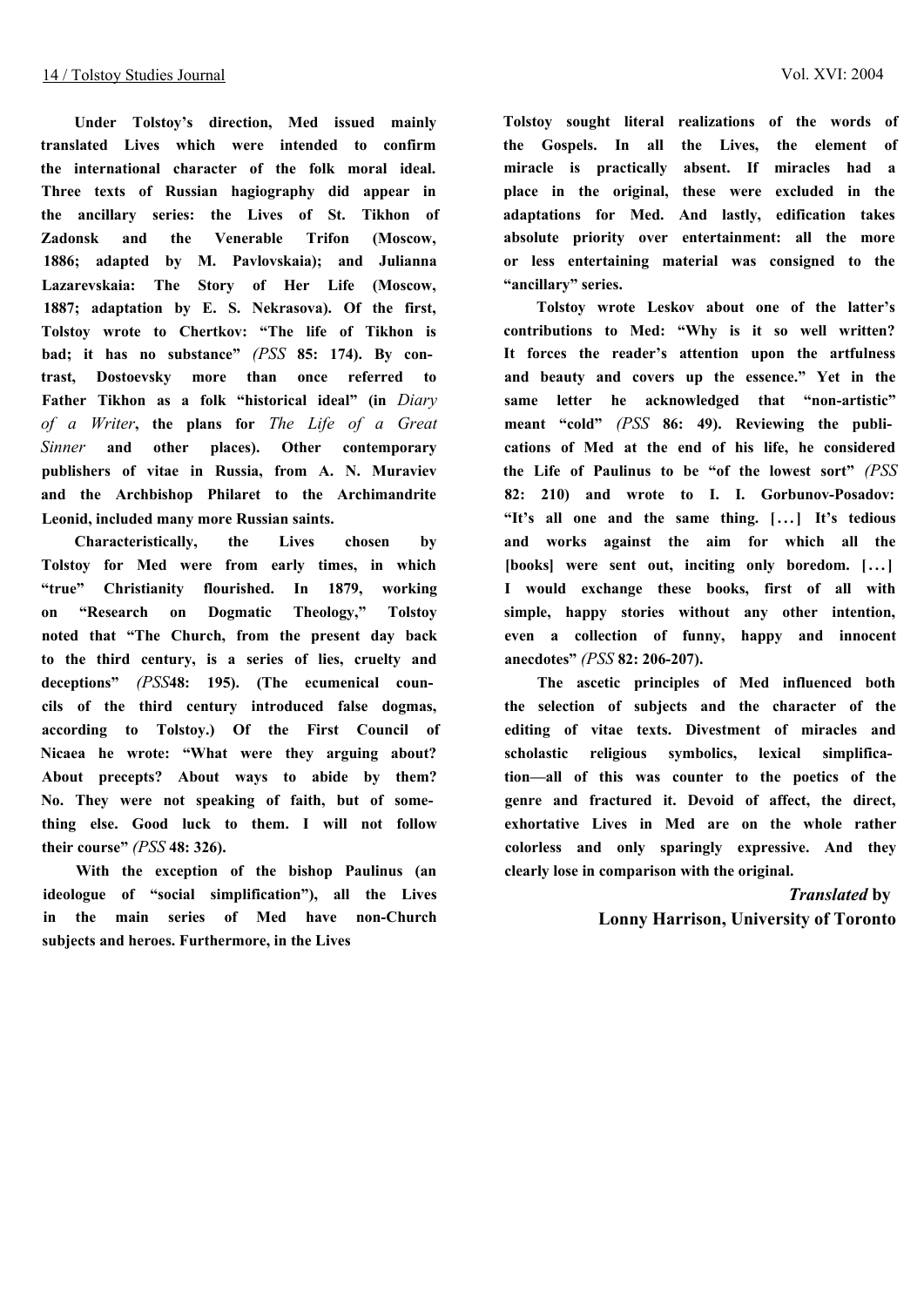**Under Tolstoy's direction, Med issued mainly translated Lives which were intended to confirm the international character of the folk moral ideal. Three texts of Russian hagiography did appear in the ancillary series: the Lives of St. Tikhon of Zadonsk and the Venerable Trifon (Moscow, 1886; adapted by M. Pavlovskaia); and Julianna Lazarevskaia: The Story of Her Life (Moscow, 1887; adaptation by E. S. Nekrasova). Of the first, Tolstoy wrote to Chertkov: "The life of Tikhon is bad; it has no substance"** *(PSS* **85: 174). By contrast, Dostoevsky more than once referred to Father Tikhon as a folk "historical ideal" (in** *Diary of a Writer*, **the plans for** *The Life of a Great Sinner* **and other places). Other contemporary publishers of vitae in Russia, from A. N. Muraviev and the Archbishop Philaret to the Archimandrite Leonid, included many more Russian saints.**

**Characteristically, the Lives chosen by Tolstoy for Med were from early times, in which "true" Christianity flourished. In 1879, working on "Research on Dogmatic Theology," Tolstoy noted that "The Church, from the present day back to the third century, is a series of lies, cruelty and deceptions"** *(PSS***48: 195). (The ecumenical councils of the third century introduced false dogmas, according to Tolstoy.) Of the First Council of Nicaea he wrote: "What were they arguing about? About precepts? About ways to abide by them? No. They were not speaking of faith, but of something else. Good luck to them. I will not follow their course"** *(PSS* **48: 326).**

**With the exception of the bishop Paulinus (an ideologue of "social simplification"), all the Lives in the main series of Med have non-Church subjects and heroes. Furthermore, in the Lives Tolstoy sought literal realizations of the words of the Gospels. In all the Lives, the element of miracle is practically absent. If miracles had a place in the original, these were excluded in the adaptations for Med. And lastly, edification takes absolute priority over entertainment: all the more or less entertaining material was consigned to the "ancillary" series.**

**Tolstoy wrote Leskov about one of the latter's contributions to Med: "Why is it so well written? It forces the reader's attention upon the artfulness and beauty and covers up the essence." Yet in the same letter he acknowledged that "non-artistic" meant "cold"** *(PSS* **86: 49). Reviewing the publications of Med at the end of his life, he considered the Life of Paulinus to be "of the lowest sort"** *(PSS* **82: 210) and wrote to I. I. Gorbunov-Posadov: "It's all one and the same thing. [...] It's tedious and works against the aim for which all the [books] were sent out, inciting only boredom. [...] I would exchange these books, first of all with simple, happy stories without any other intention, even a collection of funny, happy and innocent anecdotes"** *(PSS* **82: 206-207).**

**The ascetic principles of Med influenced both the selection of subjects and the character of the editing of vitae texts. Divestment of miracles and scholastic religious symbolics, lexical simplification—all of this was counter to the poetics of the genre and fractured it. Devoid of affect, the direct, exhortative Lives in Med are on the whole rather colorless and only sparingly expressive. And they clearly lose in comparison with the original.**

***Translated* by**
**Lonny Harrison, University of Toronto**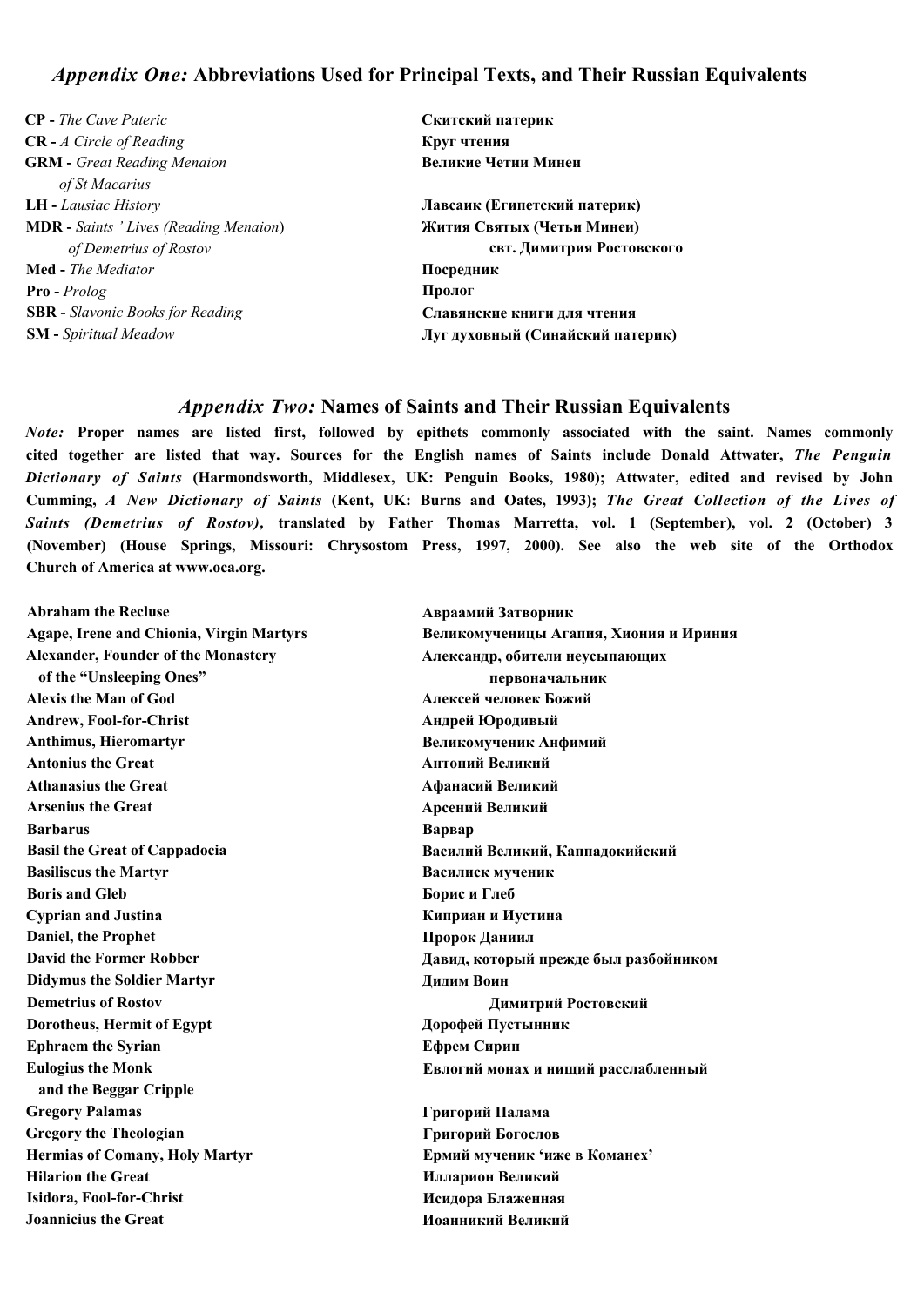## *Appendix One:* Abbreviations Used for Principal Texts, and Their Russian Equivalents

| | |
|---|---|
| **CP -** *The Cave Pateric* | **Скитский патерик** |
| **CR -** *A Circle of Reading* | **Круг чтения** |
| **GRM -** *Great Reading Menaion of St Macarius* | **Великие Четии Минеи** |
| **LH -** *Lausiac History* | **Лавсаик (Египетский патерик)** |
| **MDR -** *Saints ' Lives (Reading Menaion) of Demetrius of Rostov* | **Жития Святых (Четьи Минеи) свт. Димитрия Ростовского** |
| **Med -** *The Mediator* | **Посредник** |
| **Pro -** *Prolog* | **Пролог** |
| **SBR -** *Slavonic Books for Reading* | **Славянские книги для чтения** |
| **SM -** *Spiritual Meadow* | **Луг духовный (Синайский патерик)** |

## *Appendix Two:* Names of Saints and Their Russian Equivalents

*Note:* **Proper names are listed first, followed by epithets commonly associated with the saint. Names commonly cited together are listed that way. Sources for the English names of Saints include Donald Attwater, *The Penguin Dictionary of Saints* (Harmondsworth, Middlesex, UK: Penguin Books, 1980); Attwater, edited and revised by John Cumming, *A New Dictionary of Saints* (Kent, UK: Burns and Oates, 1993); *The Great Collection of the Lives of Saints (Demetrius of Rostov),* translated by Father Thomas Marretta, vol. 1 (September), vol. 2 (October) 3 (November) (House Springs, Missouri: Chrysostom Press, 1997, 2000). See also the web site of the Orthodox Church of America at www.oca.org.**

| | |
|---|---|
| **Abraham the Recluse** | **Авраамий Затворник** |
| **Agape, Irene and Chionia, Virgin Martyrs** | **Великомученицы Агапия, Хиония и Ириния** |
| **Alexander, Founder of the Monastery of the "Unsleeping Ones"** | **Александр, обители неусыпающих первоначальник** |
| **Alexis the Man of God** | **Алексей человек Божий** |
| **Andrew, Fool-for-Christ** | **Андрей Юродивый** |
| **Anthimus, Hieromartyr** | **Великомученик Анфимий** |
| **Antonius the Great** | **Антоний Великий** |
| **Athanasius the Great** | **Афанасий Великий** |
| **Arsenius the Great** | **Арсений Великий** |
| **Barbarus** | **Варвар** |
| **Basil the Great of Cappadocia** | **Василий Великий, Каппадокийский** |
| **Basiliscus the Martyr** | **Василиск мученик** |
| **Boris and Gleb** | **Борис и Глеб** |
| **Cyprian and Justina** | **Киприан и Иустина** |
| **Daniel, the Prophet** | **Пророк Даниил** |
| **David the Former Robber** | **Давид, который прежде был разбойником** |
| **Didymus the Soldier Martyr** | **Дидим Воин** |
| **Demetrius of Rostov** | **Димитрий Ростовский** |
| **Dorotheus, Hermit of Egypt** | **Дорофей Пустынник** |
| **Ephraem the Syrian** | **Ефрем Сирин** |
| **Eulogius the Monk and the Beggar Cripple** | **Евлогий монах и нищий расслабленный** |
| **Gregory Palamas** | **Григорий Палама** |
| **Gregory the Theologian** | **Григорий Богослов** |
| **Hermias of Comany, Holy Martyr** | **Ермий мученик 'иже в Команех'** |
| **Hilarion the Great** | **Илларион Великий** |
| **Isidora, Fool-for-Christ** | **Исидора Блаженная** |
| **Joannicius the Great** | **Иоанникий Великий** |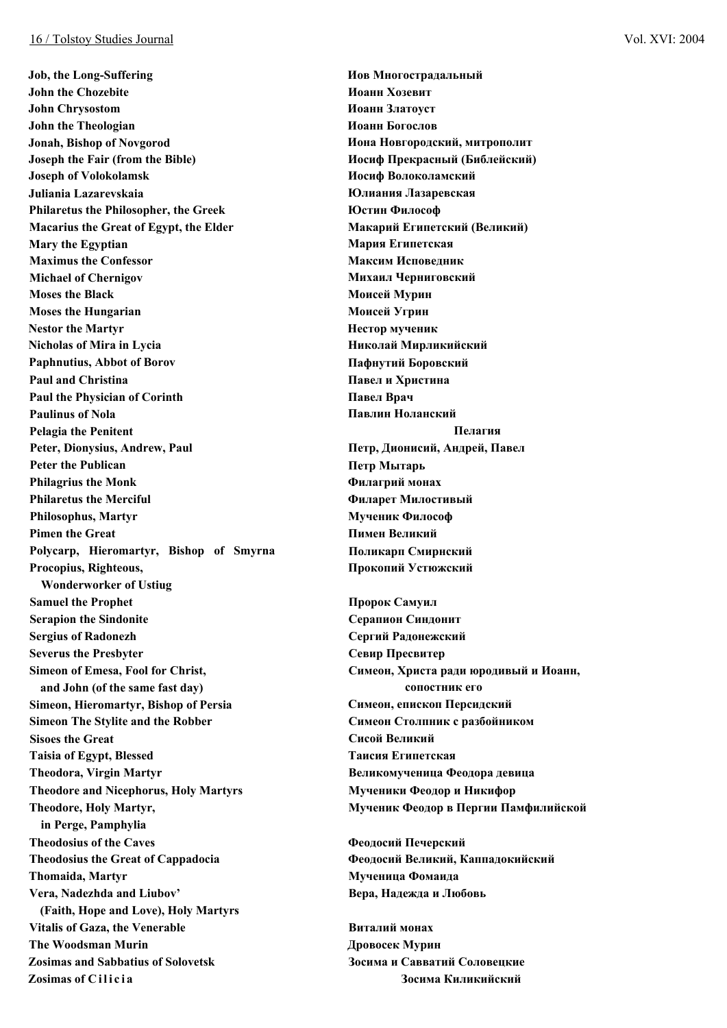| | |
|---|---|
| **Job, the Long-Suffering** | **Иов Многострадальный** |
| **John the Chozebite** | **Иоанн Хозевит** |
| **John Chrysostom** | **Иоанн Златоуст** |
| **John the Theologian** | **Иоанн Богослов** |
| **Jonah, Bishop of Novgorod** | **Иона Новгородский, митрополит** |
| **Joseph the Fair (from the Bible)** | **Иосиф Прекрасный (Библейский)** |
| **Joseph of Volokolamsk** | **Иосиф Волоколамский** |
| **Juliania Lazarevskaia** | **Юлиания Лазаревская** |
| **Philaretus the Philosopher, the Greek** | **Юстин Философ** |
| **Macarius the Great of Egypt, the Elder** | **Макарий Египетский (Великий)** |
| **Mary the Egyptian** | **Мария Египетская** |
| **Maximus the Confessor** | **Максим Исповедник** |
| **Michael of Chernigov** | **Михаил Черниговский** |
| **Moses the Black** | **Моисей Мурин** |
| **Moses the Hungarian** | **Моисей Угрин** |
| **Nestor the Martyr** | **Нестор мученик** |
| **Nicholas of Mira in Lycia** | **Николай Мирликийский** |
| **Paphnutius, Abbot of Borov** | **Пафнутий Боровский** |
| **Paul and Christina** | **Павел и Христина** |
| **Paul the Physician of Corinth** | **Павел Врач** |
| **Paulinus of Nola** | **Павлин Ноланский** |
| **Pelagia the Penitent** | **Пелагия** |
| **Peter, Dionysius, Andrew, Paul** | **Петр, Дионисий, Андрей, Павел** |
| **Peter the Publican** | **Петр Мытарь** |
| **Philagrius the Monk** | **Филагрий монах** |
| **Philaretus the Merciful** | **Филарет Милостивый** |
| **Philosophus, Martyr** | **Мученик Философ** |
| **Pimen the Great** | **Пимен Великий** |
| **Polycarp, Hieromartyr, Bishop of Smyrna** | **Поликарп Смирнский** |
| **Procopius, Righteous, Wonderworker of Ustiug** | **Прокопий Устюжский** |
| **Samuel the Prophet** | **Пророк Самуил** |
| **Serapion the Sindonite** | **Серапион Синдонит** |
| **Sergius of Radonezh** | **Сергий Радонежский** |
| **Severus the Presbyter** | **Севир Пресвитер** |
| **Simeon of Emesa, Fool for Christ, and John (of the same fast day)** | **Симеон, Христа ради юродивый и Иоанн, сопостник его** |
| **Simeon, Hieromartyr, Bishop of Persia** | **Симеон, епископ Персидский** |
| **Simeon The Stylite and the Robber** | **Симеон Столпник с разбойником** |
| **Sisoes the Great** | **Сисой Великий** |
| **Taisia of Egypt, Blessed** | **Таисия Египетская** |
| **Theodora, Virgin Martyr** | **Великомученица Феодора девица** |
| **Theodore and Nicephorus, Holy Martyrs** | **Мученики Феодор и Никифор** |
| **Theodore, Holy Martyr, in Perge, Pamphylia** | **Мученик Феодор в Пергии Памфилийской** |
| **Theodosius of the Caves** | **Феодосий Печерский** |
| **Theodosius the Great of Cappadocia** | **Феодосий Великий, Каппадокийский** |
| **Thomaida, Martyr** | **Мученица Фомаида** |
| **Vera, Nadezhda and Liubov' (Faith, Hope and Love), Holy Martyrs** | **Вера, Надежда и Любовь** |
| **Vitalis of Gaza, the Venerable** | **Виталий монах** |
| **The Woodsman Murin** | **Дровосек Мурин** |
| **Zosimas and Sabbatius of Solovetsk** | **Зосима и Савватий Соловецкие** |
| **Zosimas of Cilicia** | **Зосима Киликийский** |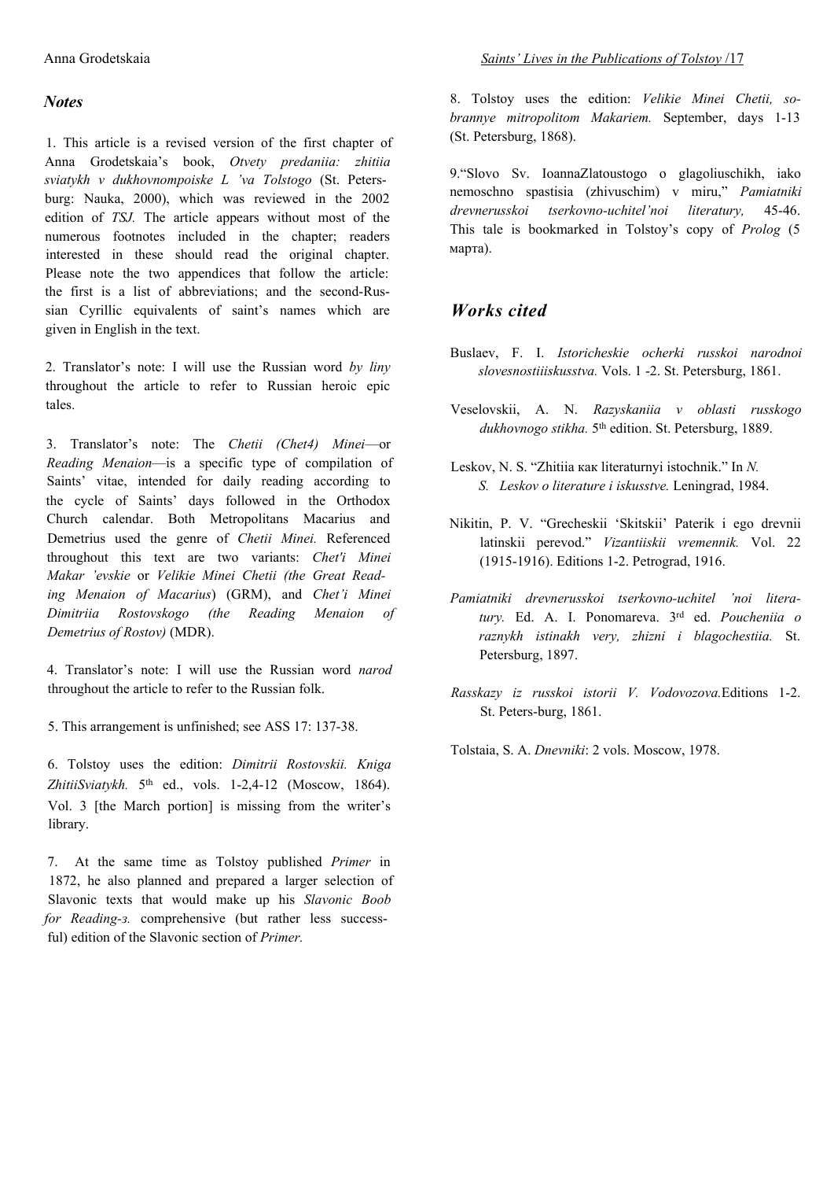## *Notes*

1. This article is a revised version of the first chapter of Anna Grodetskaia's book, *Otvety predaniia: zhitiia sviatykh v dukhovnompoiske L 'va Tolstogo* (St. Petersburg: Nauka, 2000), which was reviewed in the 2002 edition of *TSJ.* The article appears without most of the numerous footnotes included in the chapter; readers interested in these should read the original chapter. Please note the two appendices that follow the article: the first is a list of abbreviations; and the second-Russian Cyrillic equivalents of saint's names which are given in English in the text.

2. Translator's note: I will use the Russian word *by liny* throughout the article to refer to Russian heroic epic tales.

3. Translator's note: The *Chetii (Chet4) Minei*—or *Reading Menaion*—is a specific type of compilation of Saints' vitae, intended for daily reading according to the cycle of Saints' days followed in the Orthodox Church calendar. Both Metropolitans Macarius and Demetrius used the genre of *Chetii Minei.* Referenced throughout this text are two variants: *Chet'i Minei Makar 'evskie* or *Velikie Minei Chetii (the Great Reading Menaion of Macarius*) (GRM), and *Chet'i Minei Dimitriia Rostovskogo (the Reading Menaion of Demetrius of Rostov)* (MDR).

4. Translator's note: I will use the Russian word *narod* throughout the article to refer to the Russian folk.

5. This arrangement is unfinished; see ASS 17: 137-38.

6. Tolstoy uses the edition: *Dimitrii Rostovskii. Kniga ZhitiiSviatykh.* 5th ed., vols. 1-2,4-12 (Moscow, 1864). Vol. 3 [the March portion] is missing from the writer's library.

7. At the same time as Tolstoy published *Primer* in 1872, he also planned and prepared a larger selection of Slavonic texts that would make up his *Slavonic Boob for Reading-з.* comprehensive (but rather less successful) edition of the Slavonic section of *Primer.*

8. Tolstoy uses the edition: *Velikie Minei Chetii, sobrannye mitropolitom Makariem.* September, days 1-13 (St. Petersburg, 1868).

9.“Slovo Sv. IoannaZlatoustogo o glagoliuschikh, iako nemoschno spastisia (zhivuschim) v miru,” *Pamiatniki drevnerusskoi tserkovno-uchitel'noi literatury,* 45-46. This tale is bookmarked in Tolstoy's copy of *Prolog* (5 марта).

## *Works cited*

Buslaev, F. I. *Istoricheskie ocherki russkoi narodnoi slovesnostiiiskusstva.* Vols. 1 -2. St. Petersburg, 1861.

Veselovskii, A. N. *Razyskaniia v oblasti russkogo dukhovnogo stikha.* 5th edition. St. Petersburg, 1889.

Leskov, N. S. “Zhitiia как literaturnyi istochnik.” In *N. S. Leskov o literature i iskusstve.* Leningrad, 1984.

Nikitin, P. V. “Grecheskii ‘Skitskii’ Paterik i ego drevnii latinskii perevod.” *Vizantiiskii vremennik.* Vol. 22 (1915-1916). Editions 1-2. Petrograd, 1916.

*Pamiatniki drevnerusskoi tserkovno-uchitel 'noi literatury.* Ed. A. I. Ponomareva. 3rd ed. *Poucheniia o raznykh istinakh very, zhizni i blagochestiia.* St. Petersburg, 1897.

*Rasskazy iz russkoi istorii V. Vodovozova.*Editions 1-2. St. Peters-burg, 1861.

Tolstaia, S. A. *Dnevniki*: 2 vols. Moscow, 1978.